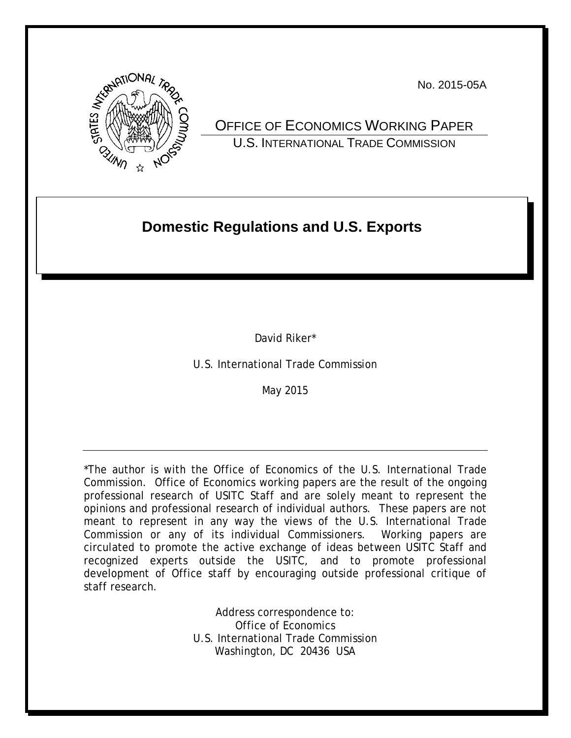No. 2015-05A

OFFICE OF ECONOMICS WORKING PAPER
U.S. INTERNATIONAL TRADE COMMISSION

# Domestic Regulations and U.S. Exports

David Riker*

U.S. International Trade Commission

May 2015

---

*The author is with the Office of Economics of the U.S. International Trade Commission. Office of Economics working papers are the result of the ongoing professional research of USITC Staff and are solely meant to represent the opinions and professional research of individual authors. These papers are not meant to represent in any way the views of the U.S. International Trade Commission or any of its individual Commissioners. Working papers are circulated to promote the active exchange of ideas between USITC Staff and recognized experts outside the USITC, and to promote professional development of Office staff by encouraging outside professional critique of staff research.

Address correspondence to:
Office of Economics
U.S. International Trade Commission
Washington, DC 20436 USA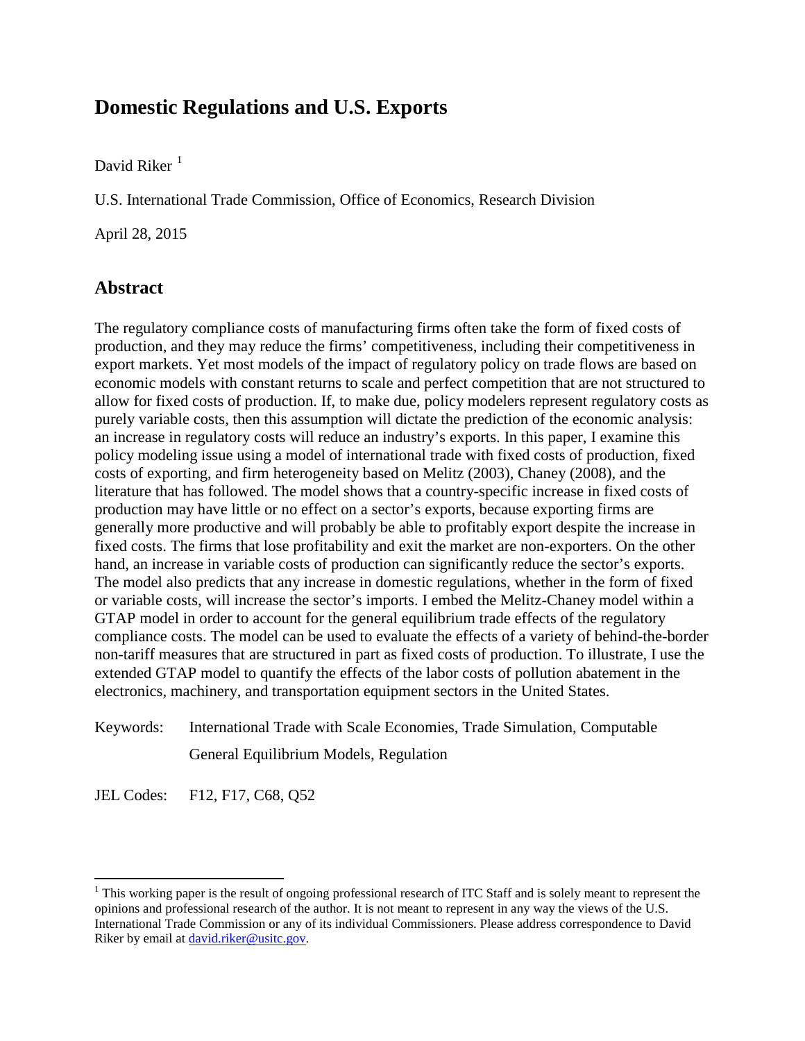# Domestic Regulations and U.S. Exports

David Riker [1]

U.S. International Trade Commission, Office of Economics, Research Division

April 28, 2015

## Abstract

The regulatory compliance costs of manufacturing firms often take the form of fixed costs of production, and they may reduce the firms' competitiveness, including their competitiveness in export markets. Yet most models of the impact of regulatory policy on trade flows are based on economic models with constant returns to scale and perfect competition that are not structured to allow for fixed costs of production. If, to make due, policy modelers represent regulatory costs as purely variable costs, then this assumption will dictate the prediction of the economic analysis: an increase in regulatory costs will reduce an industry's exports. In this paper, I examine this policy modeling issue using a model of international trade with fixed costs of production, fixed costs of exporting, and firm heterogeneity based on Melitz (2003), Chaney (2008), and the literature that has followed. The model shows that a country-specific increase in fixed costs of production may have little or no effect on a sector's exports, because exporting firms are generally more productive and will probably be able to profitably export despite the increase in fixed costs. The firms that lose profitability and exit the market are non-exporters. On the other hand, an increase in variable costs of production can significantly reduce the sector's exports. The model also predicts that any increase in domestic regulations, whether in the form of fixed or variable costs, will increase the sector's imports. I embed the Melitz-Chaney model within a GTAP model in order to account for the general equilibrium trade effects of the regulatory compliance costs. The model can be used to evaluate the effects of a variety of behind-the-border non-tariff measures that are structured in part as fixed costs of production. To illustrate, I use the extended GTAP model to quantify the effects of the labor costs of pollution abatement in the electronics, machinery, and transportation equipment sectors in the United States.

Keywords: International Trade with Scale Economies, Trade Simulation, Computable General Equilibrium Models, Regulation

JEL Codes: F12, F17, C68, Q52

[1] This working paper is the result of ongoing professional research of ITC Staff and is solely meant to represent the opinions and professional research of the author. It is not meant to represent in any way the views of the U.S. International Trade Commission or any of its individual Commissioners. Please address correspondence to David Riker by email at david.riker@usitc.gov.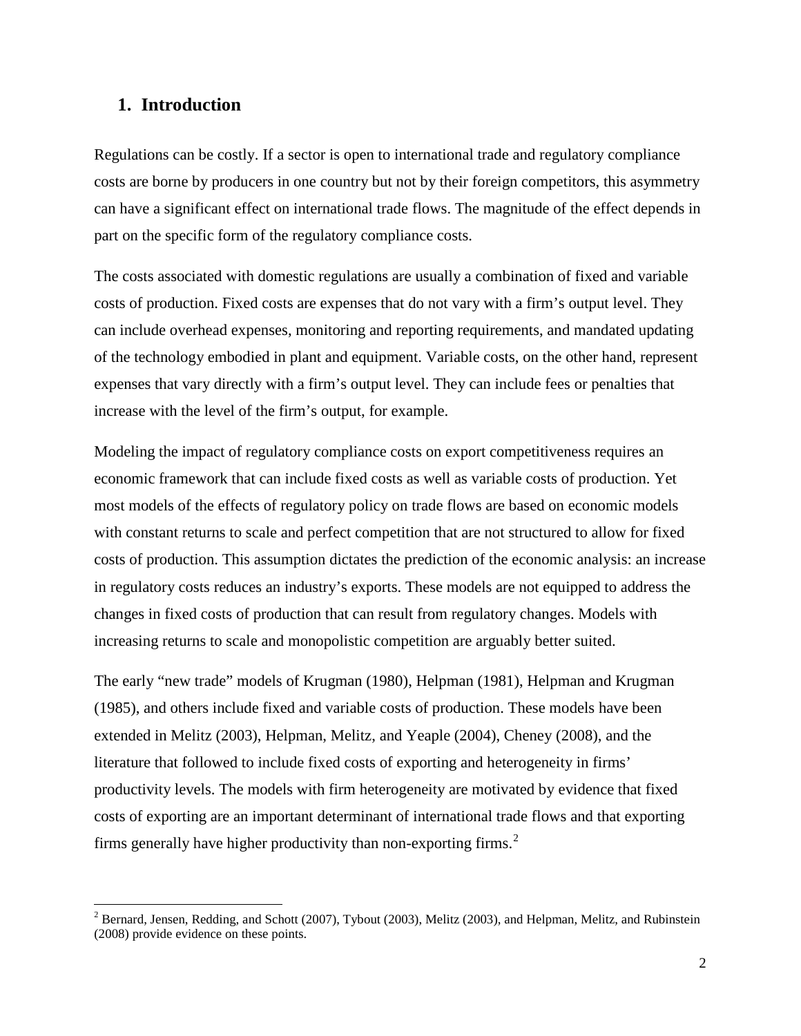## 1. Introduction

Regulations can be costly. If a sector is open to international trade and regulatory compliance costs are borne by producers in one country but not by their foreign competitors, this asymmetry can have a significant effect on international trade flows. The magnitude of the effect depends in part on the specific form of the regulatory compliance costs.

The costs associated with domestic regulations are usually a combination of fixed and variable costs of production. Fixed costs are expenses that do not vary with a firm's output level. They can include overhead expenses, monitoring and reporting requirements, and mandated updating of the technology embodied in plant and equipment. Variable costs, on the other hand, represent expenses that vary directly with a firm's output level. They can include fees or penalties that increase with the level of the firm's output, for example.

Modeling the impact of regulatory compliance costs on export competitiveness requires an economic framework that can include fixed costs as well as variable costs of production. Yet most models of the effects of regulatory policy on trade flows are based on economic models with constant returns to scale and perfect competition that are not structured to allow for fixed costs of production. This assumption dictates the prediction of the economic analysis: an increase in regulatory costs reduces an industry's exports. These models are not equipped to address the changes in fixed costs of production that can result from regulatory changes. Models with increasing returns to scale and monopolistic competition are arguably better suited.

The early "new trade" models of Krugman (1980), Helpman (1981), Helpman and Krugman (1985), and others include fixed and variable costs of production. These models have been extended in Melitz (2003), Helpman, Melitz, and Yeaple (2004), Cheney (2008), and the literature that followed to include fixed costs of exporting and heterogeneity in firms' productivity levels. The models with firm heterogeneity are motivated by evidence that fixed costs of exporting are an important determinant of international trade flows and that exporting firms generally have higher productivity than non-exporting firms.[2]

[2] Bernard, Jensen, Redding, and Schott (2007), Tybout (2003), Melitz (2003), and Helpman, Melitz, and Rubinstein (2008) provide evidence on these points.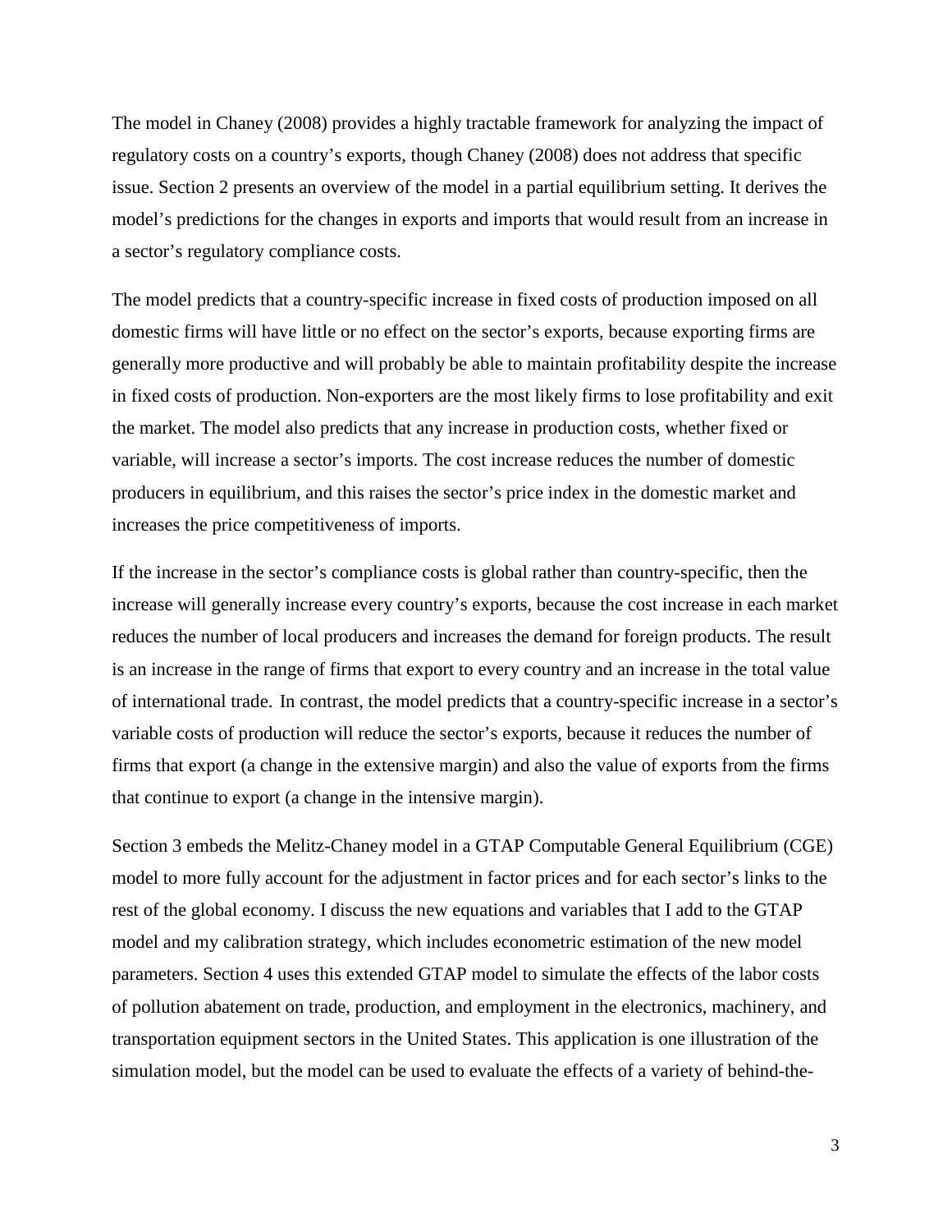The model in Chaney (2008) provides a highly tractable framework for analyzing the impact of regulatory costs on a country's exports, though Chaney (2008) does not address that specific issue. Section 2 presents an overview of the model in a partial equilibrium setting. It derives the model's predictions for the changes in exports and imports that would result from an increase in a sector's regulatory compliance costs.

The model predicts that a country-specific increase in fixed costs of production imposed on all domestic firms will have little or no effect on the sector's exports, because exporting firms are generally more productive and will probably be able to maintain profitability despite the increase in fixed costs of production. Non-exporters are the most likely firms to lose profitability and exit the market. The model also predicts that any increase in production costs, whether fixed or variable, will increase a sector's imports. The cost increase reduces the number of domestic producers in equilibrium, and this raises the sector's price index in the domestic market and increases the price competitiveness of imports.

If the increase in the sector's compliance costs is global rather than country-specific, then the increase will generally increase every country's exports, because the cost increase in each market reduces the number of local producers and increases the demand for foreign products. The result is an increase in the range of firms that export to every country and an increase in the total value of international trade. In contrast, the model predicts that a country-specific increase in a sector's variable costs of production will reduce the sector's exports, because it reduces the number of firms that export (a change in the extensive margin) and also the value of exports from the firms that continue to export (a change in the intensive margin).

Section 3 embeds the Melitz-Chaney model in a GTAP Computable General Equilibrium (CGE) model to more fully account for the adjustment in factor prices and for each sector's links to the rest of the global economy. I discuss the new equations and variables that I add to the GTAP model and my calibration strategy, which includes econometric estimation of the new model parameters. Section 4 uses this extended GTAP model to simulate the effects of the labor costs of pollution abatement on trade, production, and employment in the electronics, machinery, and transportation equipment sectors in the United States. This application is one illustration of the simulation model, but the model can be used to evaluate the effects of a variety of behind-the-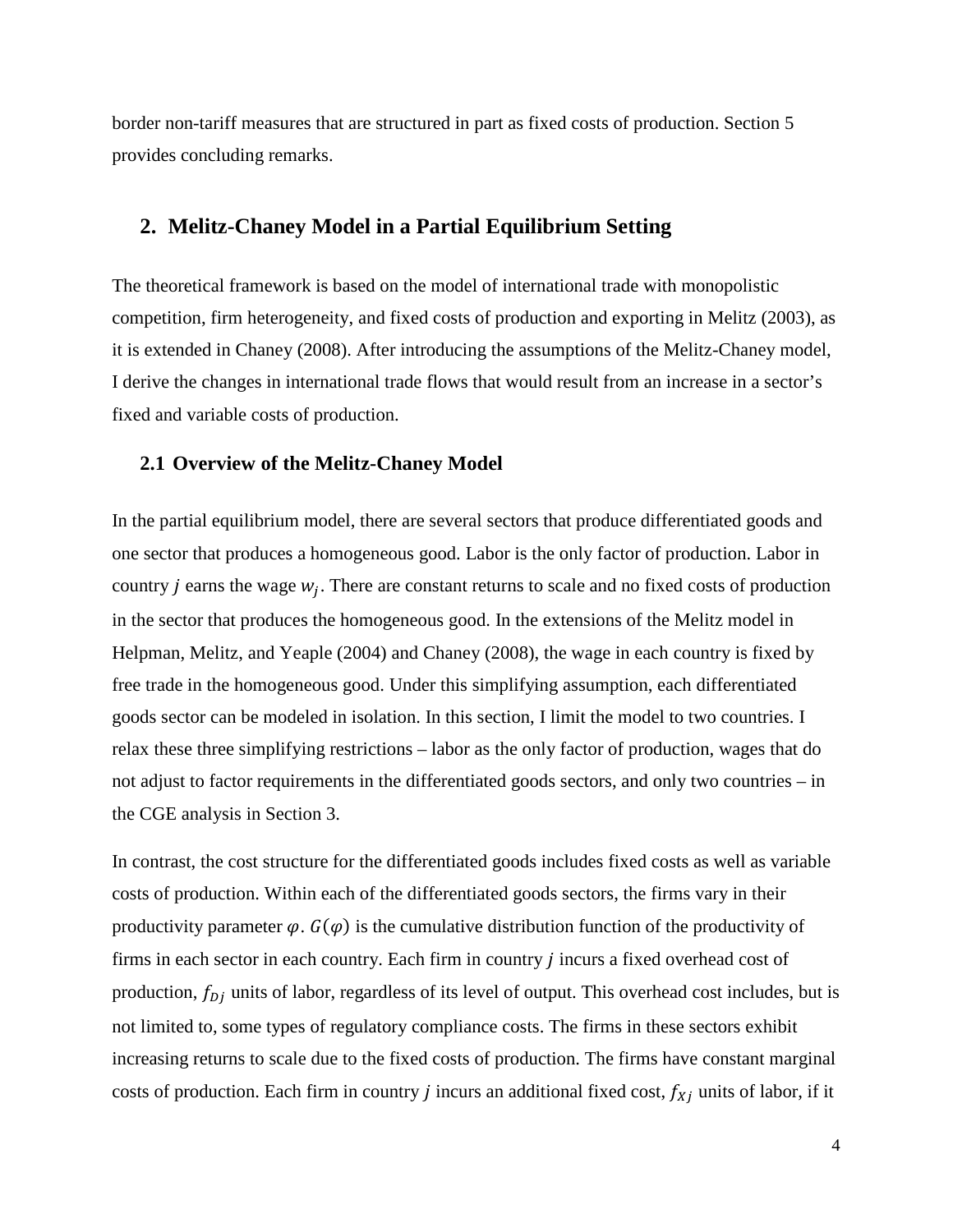border non-tariff measures that are structured in part as fixed costs of production. Section 5 provides concluding remarks.

## 2. Melitz-Chaney Model in a Partial Equilibrium Setting

The theoretical framework is based on the model of international trade with monopolistic competition, firm heterogeneity, and fixed costs of production and exporting in Melitz (2003), as it is extended in Chaney (2008). After introducing the assumptions of the Melitz-Chaney model, I derive the changes in international trade flows that would result from an increase in a sector's fixed and variable costs of production.

### 2.1 Overview of the Melitz-Chaney Model

In the partial equilibrium model, there are several sectors that produce differentiated goods and one sector that produces a homogeneous good. Labor is the only factor of production. Labor in country $j$ earns the wage $w_j$. There are constant returns to scale and no fixed costs of production in the sector that produces the homogeneous good. In the extensions of the Melitz model in Helpman, Melitz, and Yeaple (2004) and Chaney (2008), the wage in each country is fixed by free trade in the homogeneous good. Under this simplifying assumption, each differentiated goods sector can be modeled in isolation. In this section, I limit the model to two countries. I relax these three simplifying restrictions – labor as the only factor of production, wages that do not adjust to factor requirements in the differentiated goods sectors, and only two countries – in the CGE analysis in Section 3.

In contrast, the cost structure for the differentiated goods includes fixed costs as well as variable costs of production. Within each of the differentiated goods sectors, the firms vary in their productivity parameter $\varphi$. $G(\varphi)$ is the cumulative distribution function of the productivity of firms in each sector in each country. Each firm in country $j$ incurs a fixed overhead cost of production, $f_{Dj}$ units of labor, regardless of its level of output. This overhead cost includes, but is not limited to, some types of regulatory compliance costs. The firms in these sectors exhibit increasing returns to scale due to the fixed costs of production. The firms have constant marginal costs of production. Each firm in country $j$ incurs an additional fixed cost, $f_{Xj}$ units of labor, if it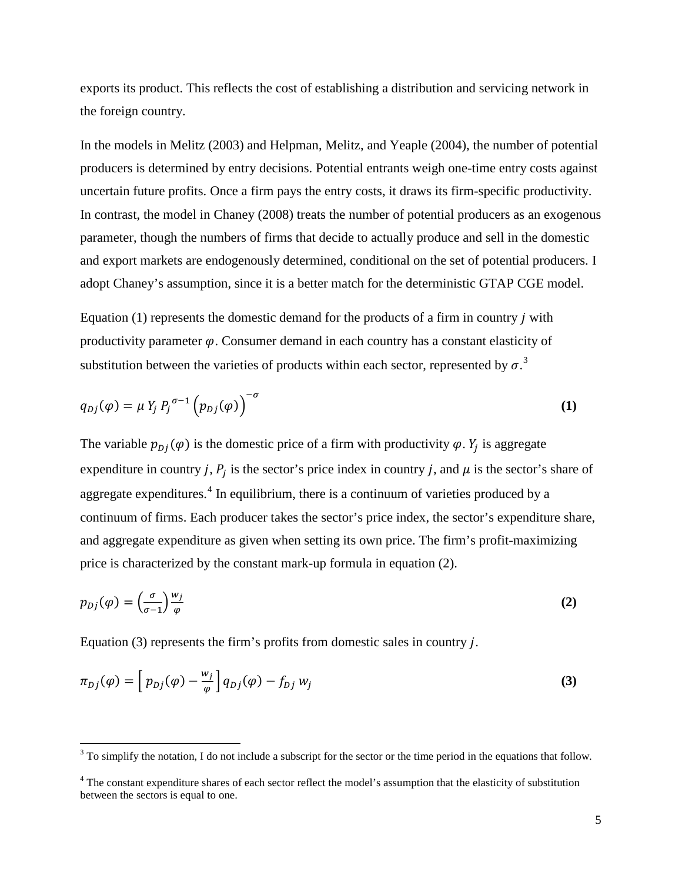exports its product. This reflects the cost of establishing a distribution and servicing network in the foreign country.

In the models in Melitz (2003) and Helpman, Melitz, and Yeaple (2004), the number of potential producers is determined by entry decisions. Potential entrants weigh one-time entry costs against uncertain future profits. Once a firm pays the entry costs, it draws its firm-specific productivity. In contrast, the model in Chaney (2008) treats the number of potential producers as an exogenous parameter, though the numbers of firms that decide to actually produce and sell in the domestic and export markets are endogenously determined, conditional on the set of potential producers. I adopt Chaney's assumption, since it is a better match for the deterministic GTAP CGE model.

Equation (1) represents the domestic demand for the products of a firm in country $j$ with productivity parameter $\varphi$. Consumer demand in each country has a constant elasticity of substitution between the varieties of products within each sector, represented by $\sigma$.[3]

$$q_{Dj}(\varphi) = \mu \, Y_j \, P_j^{\,\sigma-1} \left(p_{Dj}(\varphi)\right)^{-\sigma} \tag{1}$$

The variable $p_{Dj}(\varphi)$ is the domestic price of a firm with productivity $\varphi$. $Y_j$ is aggregate expenditure in country $j$, $P_j$ is the sector's price index in country $j$, and $\mu$ is the sector's share of aggregate expenditures.[4] In equilibrium, there is a continuum of varieties produced by a continuum of firms. Each producer takes the sector's price index, the sector's expenditure share, and aggregate expenditure as given when setting its own price. The firm's profit-maximizing price is characterized by the constant mark-up formula in equation (2).

$$p_{Dj}(\varphi) = \left(\frac{\sigma}{\sigma-1}\right)\frac{w_j}{\varphi} \tag{2}$$

Equation (3) represents the firm's profits from domestic sales in country $j$.

$$\pi_{Dj}(\varphi) = \left[\, p_{Dj}(\varphi) - \frac{w_j}{\varphi}\right] q_{Dj}(\varphi) - f_{Dj} \, w_j \tag{3}$$

[3] To simplify the notation, I do not include a subscript for the sector or the time period in the equations that follow.

[4] The constant expenditure shares of each sector reflect the model's assumption that the elasticity of substitution between the sectors is equal to one.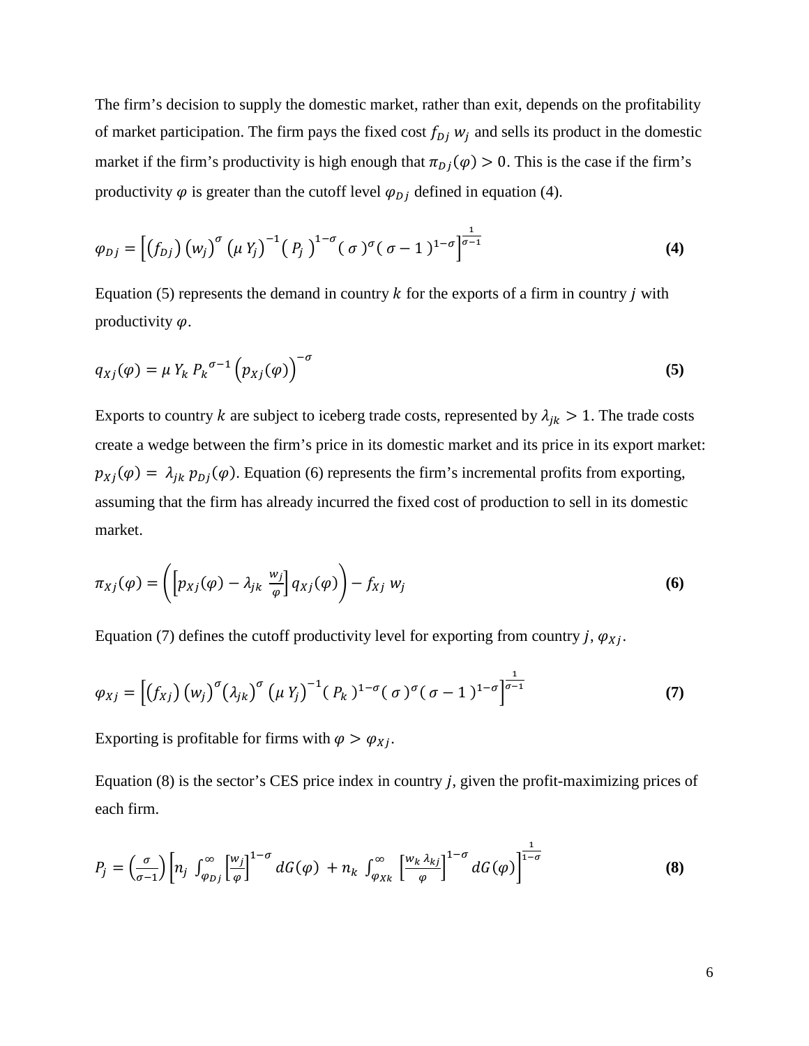The firm's decision to supply the domestic market, rather than exit, depends on the profitability of market participation. The firm pays the fixed cost $f_{Dj}\, w_j$ and sells its product in the domestic market if the firm's productivity is high enough that $\pi_{Dj}(\varphi) > 0$. This is the case if the firm's productivity $\varphi$ is greater than the cutoff level $\varphi_{Dj}$ defined in equation (4).

$$\varphi_{Dj} = \left[ (f_{Dj}) \left(w_j\right)^{\sigma} \left(\mu\, Y_j\right)^{-1} \left(P_j\right)^{1-\sigma} (\sigma)^{\sigma} (\sigma - 1)^{1-\sigma} \right]^{\frac{1}{\sigma-1}} \tag{4}$$

Equation (5) represents the demand in country $k$ for the exports of a firm in country $j$ with productivity $\varphi$.

$$q_{Xj}(\varphi) = \mu\, Y_k\, {P_k}^{\sigma-1} \left(p_{Xj}(\varphi)\right)^{-\sigma} \tag{5}$$

Exports to country $k$ are subject to iceberg trade costs, represented by $\lambda_{jk} > 1$. The trade costs create a wedge between the firm's price in its domestic market and its price in its export market: $p_{Xj}(\varphi) = \lambda_{jk}\, p_{Dj}(\varphi)$. Equation (6) represents the firm's incremental profits from exporting, assuming that the firm has already incurred the fixed cost of production to sell in its domestic market.

$$\pi_{Xj}(\varphi) = \left( \left[ p_{Xj}(\varphi) - \lambda_{jk}\, \frac{w_j}{\varphi} \right] q_{Xj}(\varphi) \right) - f_{Xj}\, w_j \tag{6}$$

Equation (7) defines the cutoff productivity level for exporting from country $j$, $\varphi_{Xj}$.

$$\varphi_{Xj} = \left[ (f_{Xj}) \left(w_j\right)^{\sigma} \left(\lambda_{jk}\right)^{\sigma} \left(\mu\, Y_j\right)^{-1} (P_k)^{1-\sigma} (\sigma)^{\sigma} (\sigma - 1)^{1-\sigma} \right]^{\frac{1}{\sigma-1}} \tag{7}$$

Exporting is profitable for firms with $\varphi > \varphi_{Xj}$.

Equation (8) is the sector's CES price index in country $j$, given the profit-maximizing prices of each firm.

$$P_j = \left(\frac{\sigma}{\sigma-1}\right) \left[ n_j \int_{\varphi_{Dj}}^{\infty} \left[\frac{w_j}{\varphi}\right]^{1-\sigma} dG(\varphi) + n_k \int_{\varphi_{Xk}}^{\infty} \left[\frac{w_k\, \lambda_{kj}}{\varphi}\right]^{1-\sigma} dG(\varphi) \right]^{\frac{1}{1-\sigma}} \tag{8}$$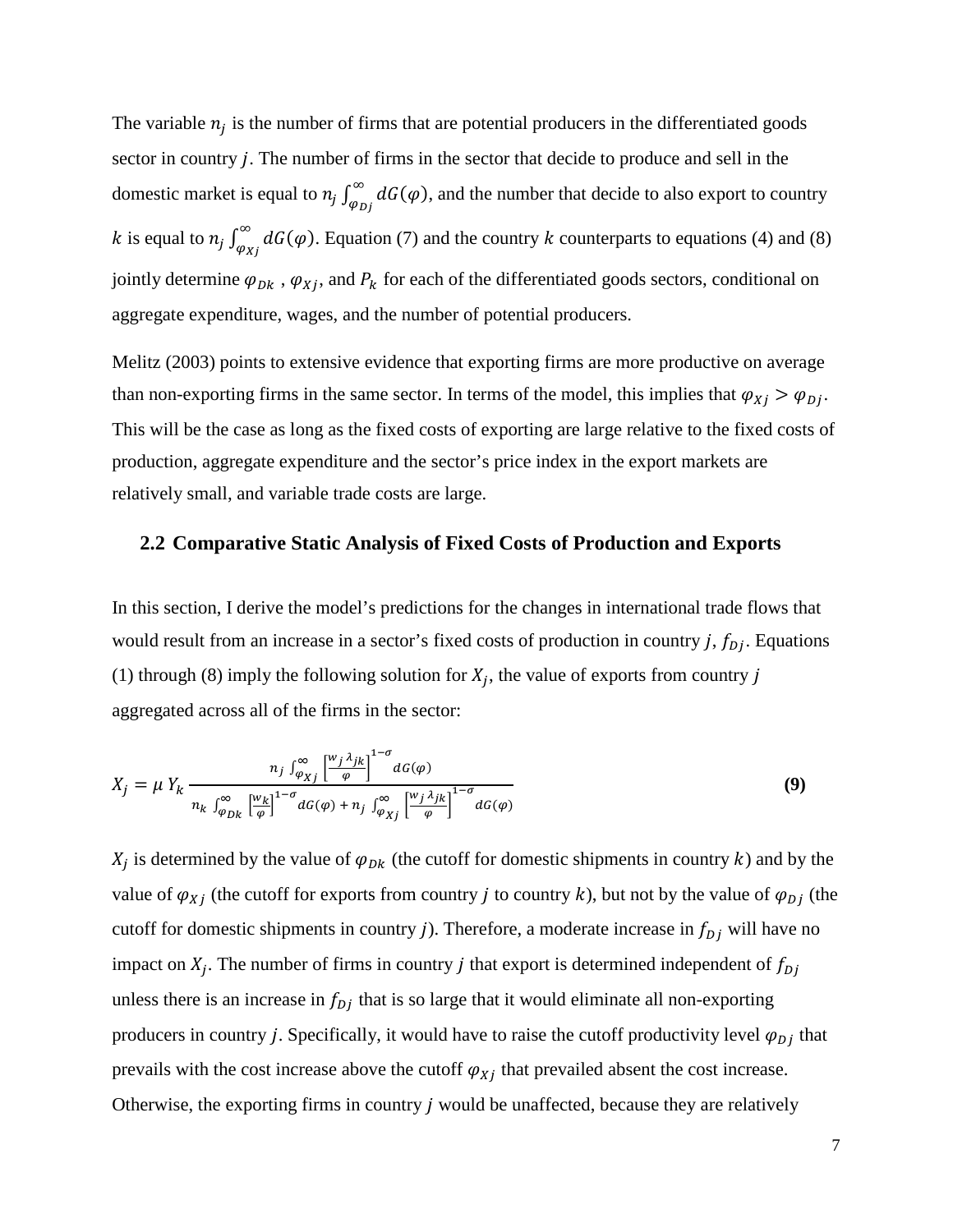The variable $n_j$ is the number of firms that are potential producers in the differentiated goods sector in country $j$. The number of firms in the sector that decide to produce and sell in the domestic market is equal to $n_j \int_{\varphi_{Dj}}^{\infty} dG(\varphi)$, and the number that decide to also export to country $k$ is equal to $n_j \int_{\varphi_{Xj}}^{\infty} dG(\varphi)$. Equation (7) and the country $k$ counterparts to equations (4) and (8) jointly determine $\varphi_{Dk}$ , $\varphi_{Xj}$, and $P_k$ for each of the differentiated goods sectors, conditional on aggregate expenditure, wages, and the number of potential producers.

Melitz (2003) points to extensive evidence that exporting firms are more productive on average than non-exporting firms in the same sector. In terms of the model, this implies that $\varphi_{Xj} > \varphi_{Dj}$. This will be the case as long as the fixed costs of exporting are large relative to the fixed costs of production, aggregate expenditure and the sector's price index in the export markets are relatively small, and variable trade costs are large.

## 2.2 Comparative Static Analysis of Fixed Costs of Production and Exports

In this section, I derive the model's predictions for the changes in international trade flows that would result from an increase in a sector's fixed costs of production in country $j$, $f_{Dj}$. Equations (1) through (8) imply the following solution for $X_j$, the value of exports from country $j$ aggregated across all of the firms in the sector:

$$X_j = \mu\, Y_k \frac{n_j \int_{\varphi_{Xj}}^{\infty} \left[\frac{w_j \lambda_{jk}}{\varphi}\right]^{1-\sigma} dG(\varphi)}{n_k \int_{\varphi_{Dk}}^{\infty} \left[\frac{w_k}{\varphi}\right]^{1-\sigma} dG(\varphi) + n_j \int_{\varphi_{Xj}}^{\infty} \left[\frac{w_j \lambda_{jk}}{\varphi}\right]^{1-\sigma} dG(\varphi)} \qquad \textbf{(9)}$$

$X_j$ is determined by the value of $\varphi_{Dk}$ (the cutoff for domestic shipments in country $k$) and by the value of $\varphi_{Xj}$ (the cutoff for exports from country $j$ to country $k$), but not by the value of $\varphi_{Dj}$ (the cutoff for domestic shipments in country $j$). Therefore, a moderate increase in $f_{Dj}$ will have no impact on $X_j$. The number of firms in country $j$ that export is determined independent of $f_{Dj}$ unless there is an increase in $f_{Dj}$ that is so large that it would eliminate all non-exporting producers in country $j$. Specifically, it would have to raise the cutoff productivity level $\varphi_{Dj}$ that prevails with the cost increase above the cutoff $\varphi_{Xj}$ that prevailed absent the cost increase. Otherwise, the exporting firms in country $j$ would be unaffected, because they are relatively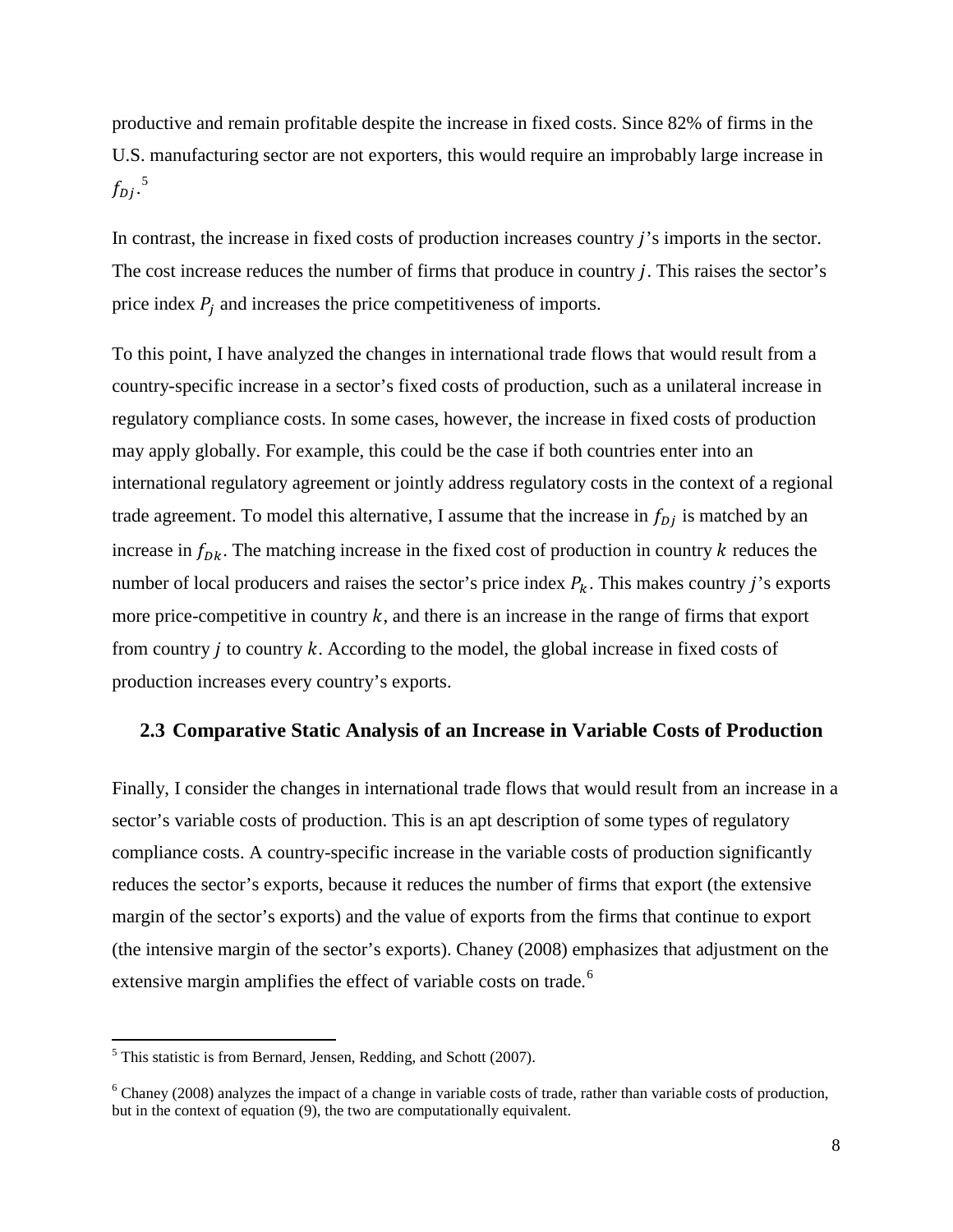productive and remain profitable despite the increase in fixed costs. Since 82% of firms in the U.S. manufacturing sector are not exporters, this would require an improbably large increase in $f_{Dj}$.[5]

In contrast, the increase in fixed costs of production increases country $j$'s imports in the sector. The cost increase reduces the number of firms that produce in country $j$. This raises the sector's price index $P_j$ and increases the price competitiveness of imports.

To this point, I have analyzed the changes in international trade flows that would result from a country-specific increase in a sector's fixed costs of production, such as a unilateral increase in regulatory compliance costs. In some cases, however, the increase in fixed costs of production may apply globally. For example, this could be the case if both countries enter into an international regulatory agreement or jointly address regulatory costs in the context of a regional trade agreement. To model this alternative, I assume that the increase in $f_{Dj}$ is matched by an increase in $f_{Dk}$. The matching increase in the fixed cost of production in country $k$ reduces the number of local producers and raises the sector's price index $P_k$. This makes country $j$'s exports more price-competitive in country $k$, and there is an increase in the range of firms that export from country $j$ to country $k$. According to the model, the global increase in fixed costs of production increases every country's exports.

### 2.3 Comparative Static Analysis of an Increase in Variable Costs of Production

Finally, I consider the changes in international trade flows that would result from an increase in a sector's variable costs of production. This is an apt description of some types of regulatory compliance costs. A country-specific increase in the variable costs of production significantly reduces the sector's exports, because it reduces the number of firms that export (the extensive margin of the sector's exports) and the value of exports from the firms that continue to export (the intensive margin of the sector's exports). Chaney (2008) emphasizes that adjustment on the extensive margin amplifies the effect of variable costs on trade.[6]

---

[5] This statistic is from Bernard, Jensen, Redding, and Schott (2007).

[6] Chaney (2008) analyzes the impact of a change in variable costs of trade, rather than variable costs of production, but in the context of equation (9), the two are computationally equivalent.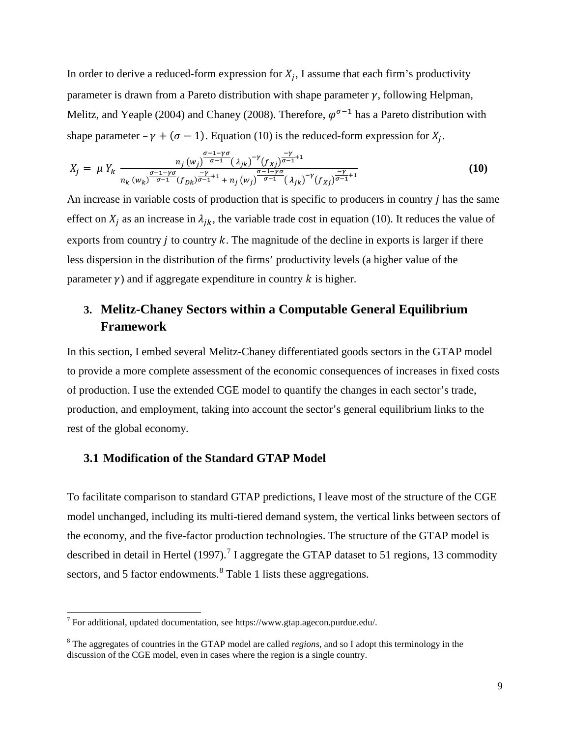In order to derive a reduced-form expression for $X_j$, I assume that each firm's productivity parameter is drawn from a Pareto distribution with shape parameter $\gamma$, following Helpman, Melitz, and Yeaple (2004) and Chaney (2008). Therefore, $\varphi^{\sigma-1}$ has a Pareto distribution with shape parameter $-\gamma + (\sigma - 1)$. Equation (10) is the reduced-form expression for $X_j$.

$$X_j = \mu Y_k \frac{n_j (w_j)^{\frac{\sigma-1-\gamma\sigma}{\sigma-1}} (\lambda_{jk})^{-\gamma} (f_{Xj})^{\frac{-\gamma}{\sigma-1}+1}}{n_k (w_k)^{\frac{\sigma-1-\gamma\sigma}{\sigma-1}} (f_{Dk})^{\frac{-\gamma}{\sigma-1}+1} + n_j (w_j)^{\frac{\sigma-1-\gamma\sigma}{\sigma-1}} (\lambda_{jk})^{-\gamma} (f_{Xj})^{\frac{-\gamma}{\sigma-1}+1}} \tag{10}$$

An increase in variable costs of production that is specific to producers in country $j$ has the same effect on $X_j$ as an increase in $\lambda_{jk}$, the variable trade cost in equation (10). It reduces the value of exports from country $j$ to country $k$. The magnitude of the decline in exports is larger if there less dispersion in the distribution of the firms' productivity levels (a higher value of the parameter $\gamma$) and if aggregate expenditure in country $k$ is higher.

## 3. Melitz-Chaney Sectors within a Computable General Equilibrium Framework

In this section, I embed several Melitz-Chaney differentiated goods sectors in the GTAP model to provide a more complete assessment of the economic consequences of increases in fixed costs of production. I use the extended CGE model to quantify the changes in each sector's trade, production, and employment, taking into account the sector's general equilibrium links to the rest of the global economy.

### 3.1 Modification of the Standard GTAP Model

To facilitate comparison to standard GTAP predictions, I leave most of the structure of the CGE model unchanged, including its multi-tiered demand system, the vertical links between sectors of the economy, and the five-factor production technologies. The structure of the GTAP model is described in detail in Hertel (1997).[7] I aggregate the GTAP dataset to 51 regions, 13 commodity sectors, and 5 factor endowments.[8] Table 1 lists these aggregations.

[7] For additional, updated documentation, see https://www.gtap.agecon.purdue.edu/.

[8] The aggregates of countries in the GTAP model are called *regions*, and so I adopt this terminology in the discussion of the CGE model, even in cases where the region is a single country.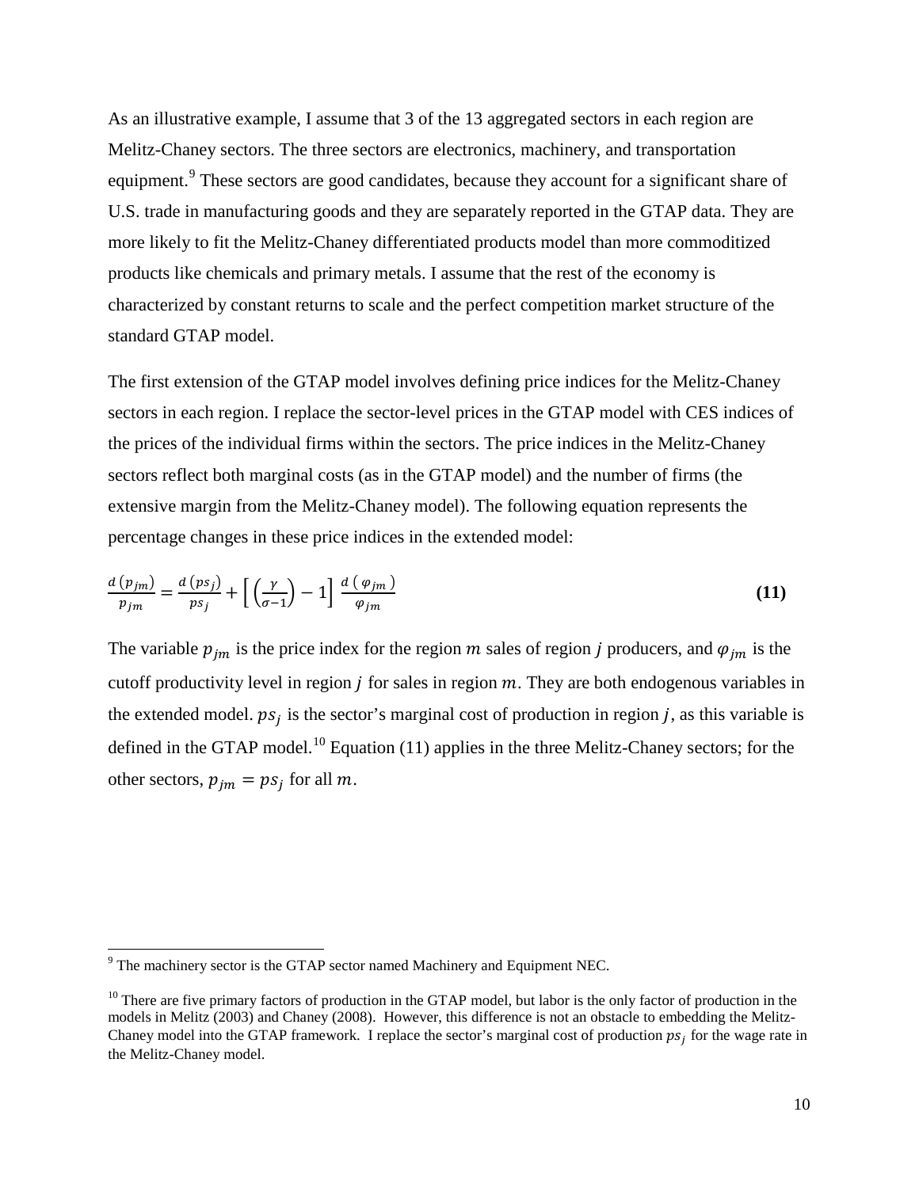As an illustrative example, I assume that 3 of the 13 aggregated sectors in each region are Melitz-Chaney sectors. The three sectors are electronics, machinery, and transportation equipment.[9] These sectors are good candidates, because they account for a significant share of U.S. trade in manufacturing goods and they are separately reported in the GTAP data. They are more likely to fit the Melitz-Chaney differentiated products model than more commoditized products like chemicals and primary metals. I assume that the rest of the economy is characterized by constant returns to scale and the perfect competition market structure of the standard GTAP model.

The first extension of the GTAP model involves defining price indices for the Melitz-Chaney sectors in each region. I replace the sector-level prices in the GTAP model with CES indices of the prices of the individual firms within the sectors. The price indices in the Melitz-Chaney sectors reflect both marginal costs (as in the GTAP model) and the number of firms (the extensive margin from the Melitz-Chaney model). The following equation represents the percentage changes in these price indices in the extended model:

$$\frac{d\,(p_{jm})}{p_{jm}} = \frac{d\,(ps_j)}{ps_j} + \left[\left(\frac{\gamma}{\sigma-1}\right) - 1\right] \frac{d\,(\varphi_{jm})}{\varphi_{jm}} \tag{11}$$

The variable $p_{jm}$ is the price index for the region $m$ sales of region $j$ producers, and $\varphi_{jm}$ is the cutoff productivity level in region $j$ for sales in region $m$. They are both endogenous variables in the extended model. $ps_j$ is the sector's marginal cost of production in region $j$, as this variable is defined in the GTAP model.[10] Equation (11) applies in the three Melitz-Chaney sectors; for the other sectors, $p_{jm} = ps_j$ for all $m$.

---

[9] The machinery sector is the GTAP sector named Machinery and Equipment NEC.

[10] There are five primary factors of production in the GTAP model, but labor is the only factor of production in the models in Melitz (2003) and Chaney (2008). However, this difference is not an obstacle to embedding the Melitz-Chaney model into the GTAP framework. I replace the sector's marginal cost of production $ps_j$ for the wage rate in the Melitz-Chaney model.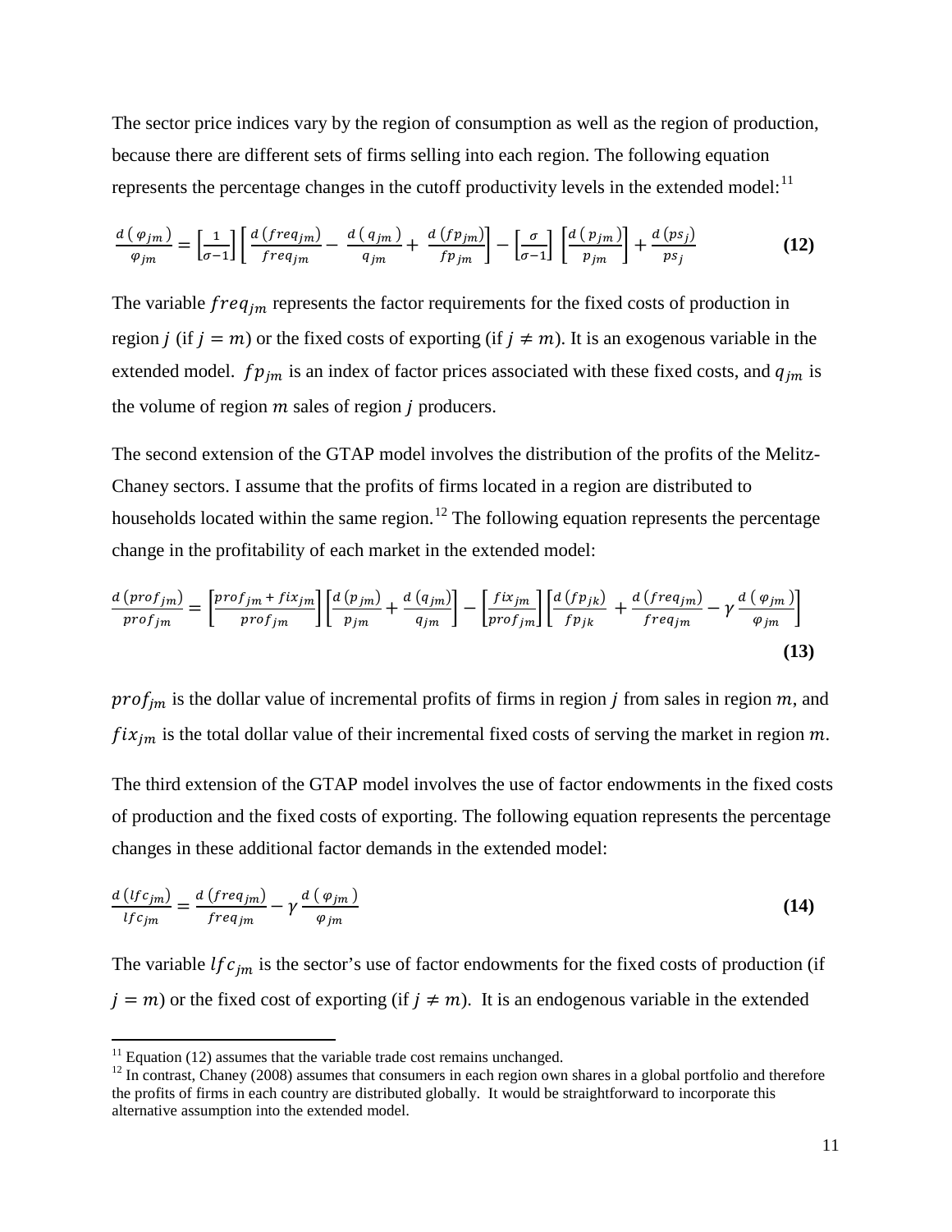The sector price indices vary by the region of consumption as well as the region of production, because there are different sets of firms selling into each region. The following equation represents the percentage changes in the cutoff productivity levels in the extended model:[11]

$$\frac{d\,(\varphi_{jm})}{\varphi_{jm}} = \left[\frac{1}{\sigma-1}\right]\left[\frac{d\,(freq_{jm})}{freq_{jm}} - \frac{d\,(q_{jm})}{q_{jm}} + \frac{d\,(fp_{jm})}{fp_{jm}}\right] - \left[\frac{\sigma}{\sigma-1}\right]\left[\frac{d\,(p_{jm})}{p_{jm}}\right] + \frac{d\,(ps_j)}{ps_j} \qquad \textbf{(12)}$$

The variable $freq_{jm}$ represents the factor requirements for the fixed costs of production in region $j$ (if $j = m$) or the fixed costs of exporting (if $j \neq m$). It is an exogenous variable in the extended model. $fp_{jm}$ is an index of factor prices associated with these fixed costs, and $q_{jm}$ is the volume of region $m$ sales of region $j$ producers.

The second extension of the GTAP model involves the distribution of the profits of the Melitz-Chaney sectors. I assume that the profits of firms located in a region are distributed to households located within the same region.[12] The following equation represents the percentage change in the profitability of each market in the extended model:

$$\frac{d\,(prof_{jm})}{prof_{jm}} = \left[\frac{prof_{jm} + fix_{jm}}{prof_{jm}}\right]\left[\frac{d\,(p_{jm})}{p_{jm}} + \frac{d\,(q_{jm})}{q_{jm}}\right] - \left[\frac{fix_{jm}}{prof_{jm}}\right]\left[\frac{d\,(fp_{jk})}{fp_{jk}} + \frac{d\,(freq_{jm})}{freq_{jm}} - \gamma\,\frac{d\,(\varphi_{jm})}{\varphi_{jm}}\right] \qquad \textbf{(13)}$$

$prof_{jm}$ is the dollar value of incremental profits of firms in region $j$ from sales in region $m$, and $fix_{jm}$ is the total dollar value of their incremental fixed costs of serving the market in region $m$.

The third extension of the GTAP model involves the use of factor endowments in the fixed costs of production and the fixed costs of exporting. The following equation represents the percentage changes in these additional factor demands in the extended model:

$$\frac{d\,(lfc_{jm})}{lfc_{jm}} = \frac{d\,(freq_{jm})}{freq_{jm}} - \gamma\,\frac{d\,(\varphi_{jm})}{\varphi_{jm}} \qquad \textbf{(14)}$$

The variable $lfc_{jm}$ is the sector's use of factor endowments for the fixed costs of production (if $j = m$) or the fixed cost of exporting (if $j \neq m$). It is an endogenous variable in the extended

[11] Equation (12) assumes that the variable trade cost remains unchanged.

[12] In contrast, Chaney (2008) assumes that consumers in each region own shares in a global portfolio and therefore the profits of firms in each country are distributed globally. It would be straightforward to incorporate this alternative assumption into the extended model.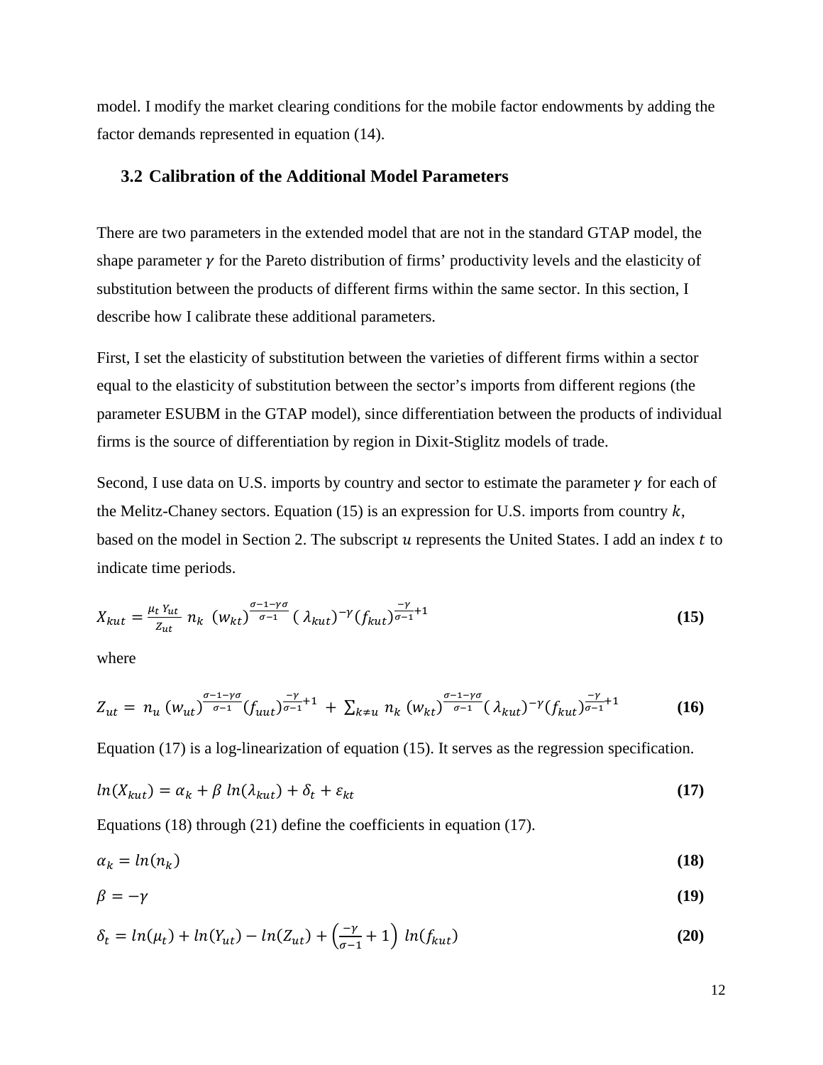model. I modify the market clearing conditions for the mobile factor endowments by adding the factor demands represented in equation (14).

## 3.2 Calibration of the Additional Model Parameters

There are two parameters in the extended model that are not in the standard GTAP model, the shape parameter $\gamma$ for the Pareto distribution of firms' productivity levels and the elasticity of substitution between the products of different firms within the same sector. In this section, I describe how I calibrate these additional parameters.

First, I set the elasticity of substitution between the varieties of different firms within a sector equal to the elasticity of substitution between the sector's imports from different regions (the parameter ESUBM in the GTAP model), since differentiation between the products of individual firms is the source of differentiation by region in Dixit-Stiglitz models of trade.

Second, I use data on U.S. imports by country and sector to estimate the parameter $\gamma$ for each of the Melitz-Chaney sectors. Equation (15) is an expression for U.S. imports from country $k$, based on the model in Section 2. The subscript $u$ represents the United States. I add an index $t$ to indicate time periods.

$$X_{kut} = \frac{\mu_t\, Y_{ut}}{Z_{ut}}\; n_k\; (w_{kt})^{\frac{\sigma-1-\gamma\sigma}{\sigma-1}}\,(\lambda_{kut})^{-\gamma}(f_{kut})^{\frac{-\gamma}{\sigma-1}+1} \tag{15}$$

where

$$Z_{ut} = n_u\,(w_{ut})^{\frac{\sigma-1-\gamma\sigma}{\sigma-1}}(f_{uut})^{\frac{-\gamma}{\sigma-1}+1} + \sum_{k\neq u} n_k\,(w_{kt})^{\frac{\sigma-1-\gamma\sigma}{\sigma-1}}(\lambda_{kut})^{-\gamma}(f_{kut})^{\frac{-\gamma}{\sigma-1}+1} \tag{16}$$

Equation (17) is a log-linearization of equation (15). It serves as the regression specification.

$$ln(X_{kut}) = \alpha_k + \beta\, ln(\lambda_{kut}) + \delta_t + \varepsilon_{kt} \tag{17}$$

Equations (18) through (21) define the coefficients in equation (17).

$$\alpha_k = ln(n_k) \tag{18}$$

$$\beta = -\gamma \tag{19}$$

$$\delta_t = ln(\mu_t) + ln(Y_{ut}) - ln(Z_{ut}) + \left(\frac{-\gamma}{\sigma-1} + 1\right)\, ln(f_{kut}) \tag{20}$$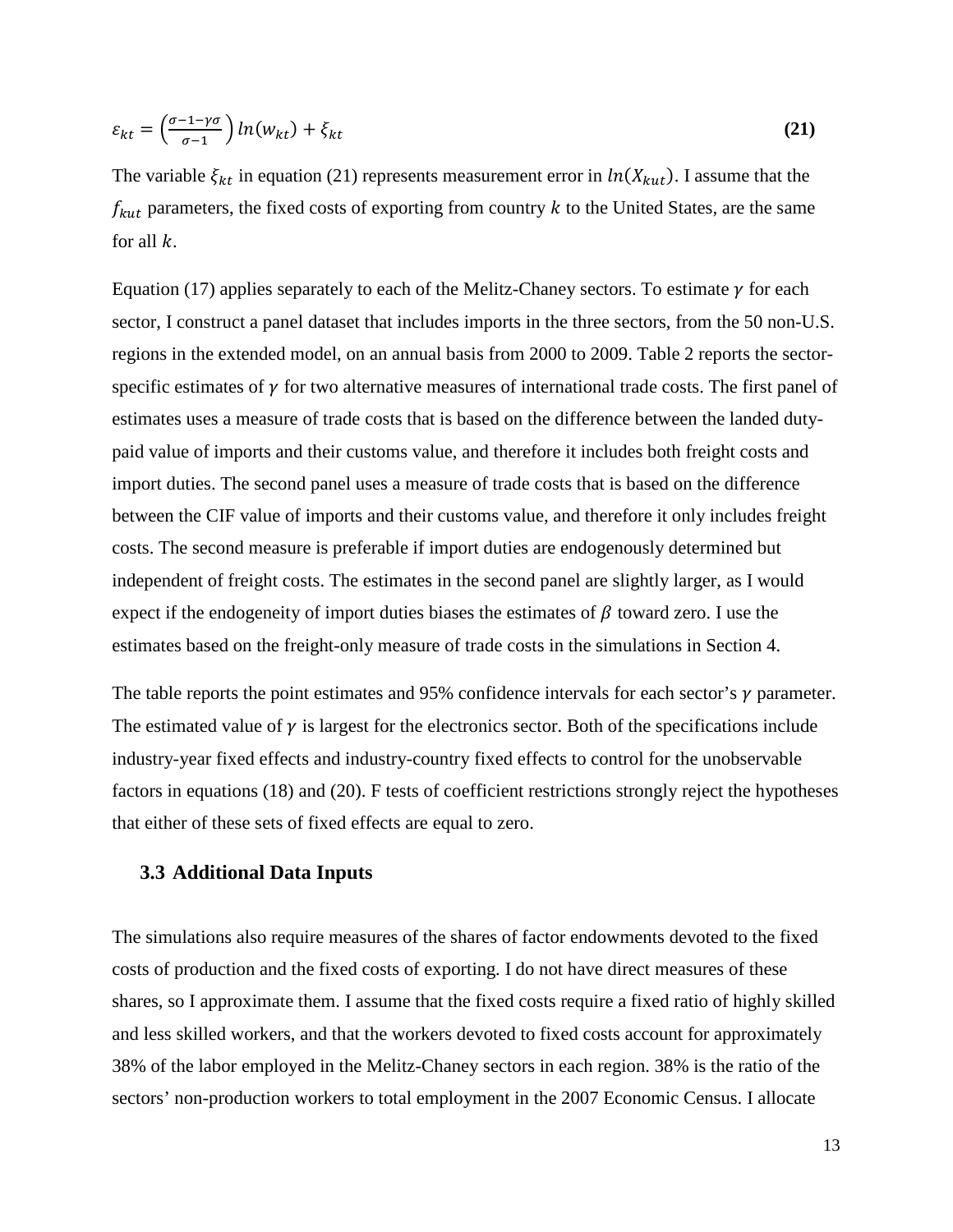$$\varepsilon_{kt} = \left(\frac{\sigma - 1 - \gamma\sigma}{\sigma - 1}\right) ln(w_{kt}) + \xi_{kt} \tag{21}$$

The variable $\xi_{kt}$ in equation (21) represents measurement error in $ln(X_{kut})$. I assume that the $f_{kut}$ parameters, the fixed costs of exporting from country $k$ to the United States, are the same for all $k$.

Equation (17) applies separately to each of the Melitz-Chaney sectors. To estimate $\gamma$ for each sector, I construct a panel dataset that includes imports in the three sectors, from the 50 non-U.S. regions in the extended model, on an annual basis from 2000 to 2009. Table 2 reports the sector-specific estimates of $\gamma$ for two alternative measures of international trade costs. The first panel of estimates uses a measure of trade costs that is based on the difference between the landed duty-paid value of imports and their customs value, and therefore it includes both freight costs and import duties. The second panel uses a measure of trade costs that is based on the difference between the CIF value of imports and their customs value, and therefore it only includes freight costs. The second measure is preferable if import duties are endogenously determined but independent of freight costs. The estimates in the second panel are slightly larger, as I would expect if the endogeneity of import duties biases the estimates of $\beta$ toward zero. I use the estimates based on the freight-only measure of trade costs in the simulations in Section 4.

The table reports the point estimates and 95% confidence intervals for each sector's $\gamma$ parameter. The estimated value of $\gamma$ is largest for the electronics sector. Both of the specifications include industry-year fixed effects and industry-country fixed effects to control for the unobservable factors in equations (18) and (20). F tests of coefficient restrictions strongly reject the hypotheses that either of these sets of fixed effects are equal to zero.

### 3.3 Additional Data Inputs

The simulations also require measures of the shares of factor endowments devoted to the fixed costs of production and the fixed costs of exporting. I do not have direct measures of these shares, so I approximate them. I assume that the fixed costs require a fixed ratio of highly skilled and less skilled workers, and that the workers devoted to fixed costs account for approximately 38% of the labor employed in the Melitz-Chaney sectors in each region. 38% is the ratio of the sectors' non-production workers to total employment in the 2007 Economic Census. I allocate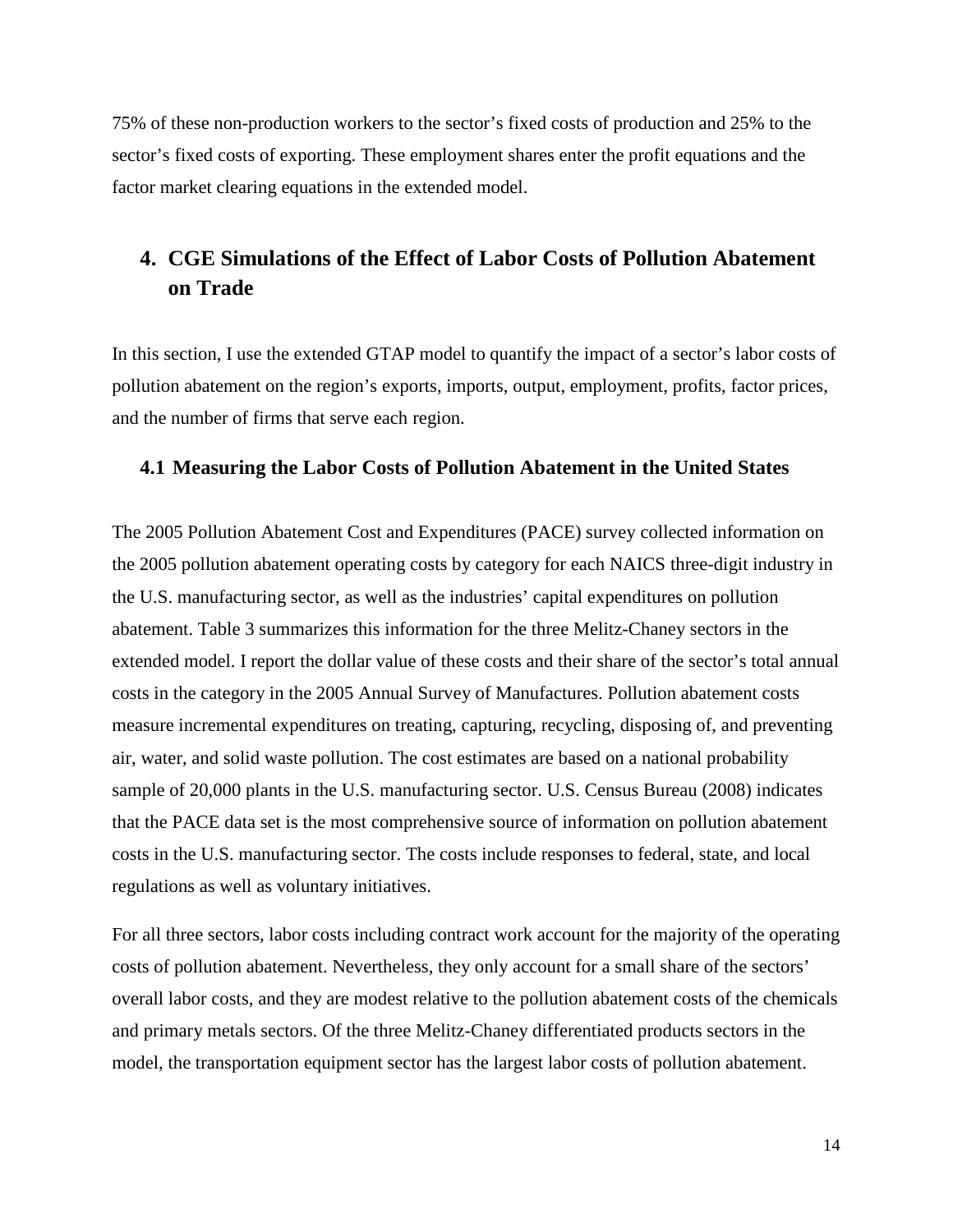75% of these non-production workers to the sector's fixed costs of production and 25% to the sector's fixed costs of exporting. These employment shares enter the profit equations and the factor market clearing equations in the extended model.

## 4. CGE Simulations of the Effect of Labor Costs of Pollution Abatement on Trade

In this section, I use the extended GTAP model to quantify the impact of a sector's labor costs of pollution abatement on the region's exports, imports, output, employment, profits, factor prices, and the number of firms that serve each region.

### 4.1 Measuring the Labor Costs of Pollution Abatement in the United States

The 2005 Pollution Abatement Cost and Expenditures (PACE) survey collected information on the 2005 pollution abatement operating costs by category for each NAICS three-digit industry in the U.S. manufacturing sector, as well as the industries' capital expenditures on pollution abatement. Table 3 summarizes this information for the three Melitz-Chaney sectors in the extended model. I report the dollar value of these costs and their share of the sector's total annual costs in the category in the 2005 Annual Survey of Manufactures. Pollution abatement costs measure incremental expenditures on treating, capturing, recycling, disposing of, and preventing air, water, and solid waste pollution. The cost estimates are based on a national probability sample of 20,000 plants in the U.S. manufacturing sector. U.S. Census Bureau (2008) indicates that the PACE data set is the most comprehensive source of information on pollution abatement costs in the U.S. manufacturing sector. The costs include responses to federal, state, and local regulations as well as voluntary initiatives.

For all three sectors, labor costs including contract work account for the majority of the operating costs of pollution abatement. Nevertheless, they only account for a small share of the sectors' overall labor costs, and they are modest relative to the pollution abatement costs of the chemicals and primary metals sectors. Of the three Melitz-Chaney differentiated products sectors in the model, the transportation equipment sector has the largest labor costs of pollution abatement.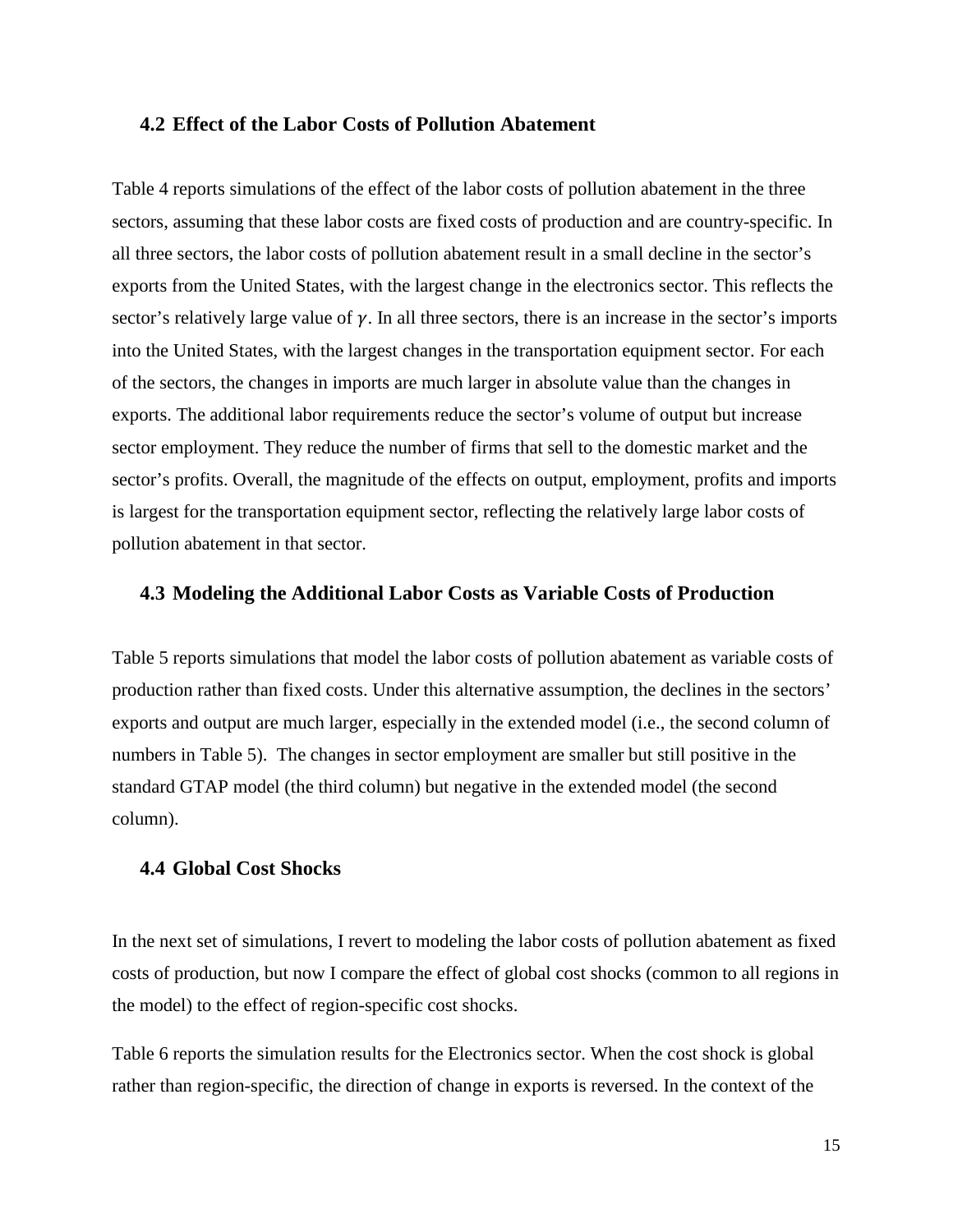### 4.2 Effect of the Labor Costs of Pollution Abatement

Table 4 reports simulations of the effect of the labor costs of pollution abatement in the three sectors, assuming that these labor costs are fixed costs of production and are country-specific. In all three sectors, the labor costs of pollution abatement result in a small decline in the sector's exports from the United States, with the largest change in the electronics sector. This reflects the sector's relatively large value of $\gamma$. In all three sectors, there is an increase in the sector's imports into the United States, with the largest changes in the transportation equipment sector. For each of the sectors, the changes in imports are much larger in absolute value than the changes in exports. The additional labor requirements reduce the sector's volume of output but increase sector employment. They reduce the number of firms that sell to the domestic market and the sector's profits. Overall, the magnitude of the effects on output, employment, profits and imports is largest for the transportation equipment sector, reflecting the relatively large labor costs of pollution abatement in that sector.

### 4.3 Modeling the Additional Labor Costs as Variable Costs of Production

Table 5 reports simulations that model the labor costs of pollution abatement as variable costs of production rather than fixed costs. Under this alternative assumption, the declines in the sectors' exports and output are much larger, especially in the extended model (i.e., the second column of numbers in Table 5). The changes in sector employment are smaller but still positive in the standard GTAP model (the third column) but negative in the extended model (the second column).

### 4.4 Global Cost Shocks

In the next set of simulations, I revert to modeling the labor costs of pollution abatement as fixed costs of production, but now I compare the effect of global cost shocks (common to all regions in the model) to the effect of region-specific cost shocks.

Table 6 reports the simulation results for the Electronics sector. When the cost shock is global rather than region-specific, the direction of change in exports is reversed. In the context of the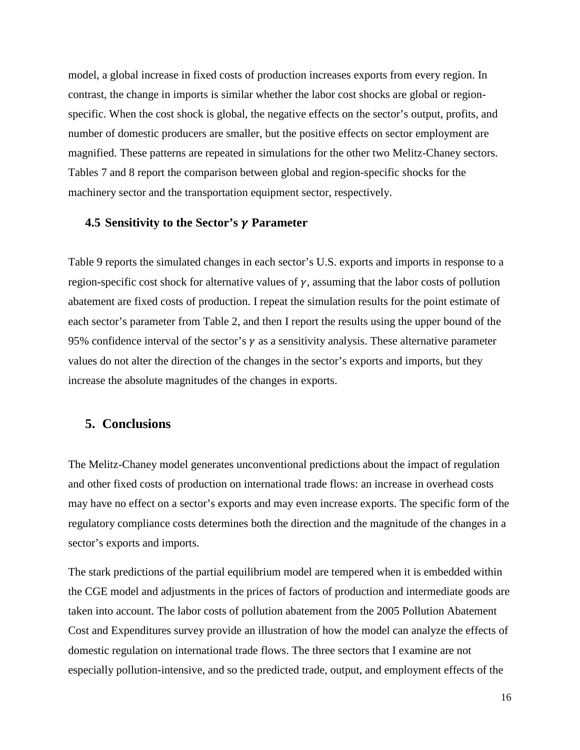model, a global increase in fixed costs of production increases exports from every region. In contrast, the change in imports is similar whether the labor cost shocks are global or region-specific. When the cost shock is global, the negative effects on the sector's output, profits, and number of domestic producers are smaller, but the positive effects on sector employment are magnified. These patterns are repeated in simulations for the other two Melitz-Chaney sectors. Tables 7 and 8 report the comparison between global and region-specific shocks for the machinery sector and the transportation equipment sector, respectively.

### 4.5 Sensitivity to the Sector's $\gamma$ Parameter

Table 9 reports the simulated changes in each sector's U.S. exports and imports in response to a region-specific cost shock for alternative values of $\gamma$, assuming that the labor costs of pollution abatement are fixed costs of production. I repeat the simulation results for the point estimate of each sector's parameter from Table 2, and then I report the results using the upper bound of the 95% confidence interval of the sector's $\gamma$ as a sensitivity analysis. These alternative parameter values do not alter the direction of the changes in the sector's exports and imports, but they increase the absolute magnitudes of the changes in exports.

## 5. Conclusions

The Melitz-Chaney model generates unconventional predictions about the impact of regulation and other fixed costs of production on international trade flows: an increase in overhead costs may have no effect on a sector's exports and may even increase exports. The specific form of the regulatory compliance costs determines both the direction and the magnitude of the changes in a sector's exports and imports.

The stark predictions of the partial equilibrium model are tempered when it is embedded within the CGE model and adjustments in the prices of factors of production and intermediate goods are taken into account. The labor costs of pollution abatement from the 2005 Pollution Abatement Cost and Expenditures survey provide an illustration of how the model can analyze the effects of domestic regulation on international trade flows. The three sectors that I examine are not especially pollution-intensive, and so the predicted trade, output, and employment effects of the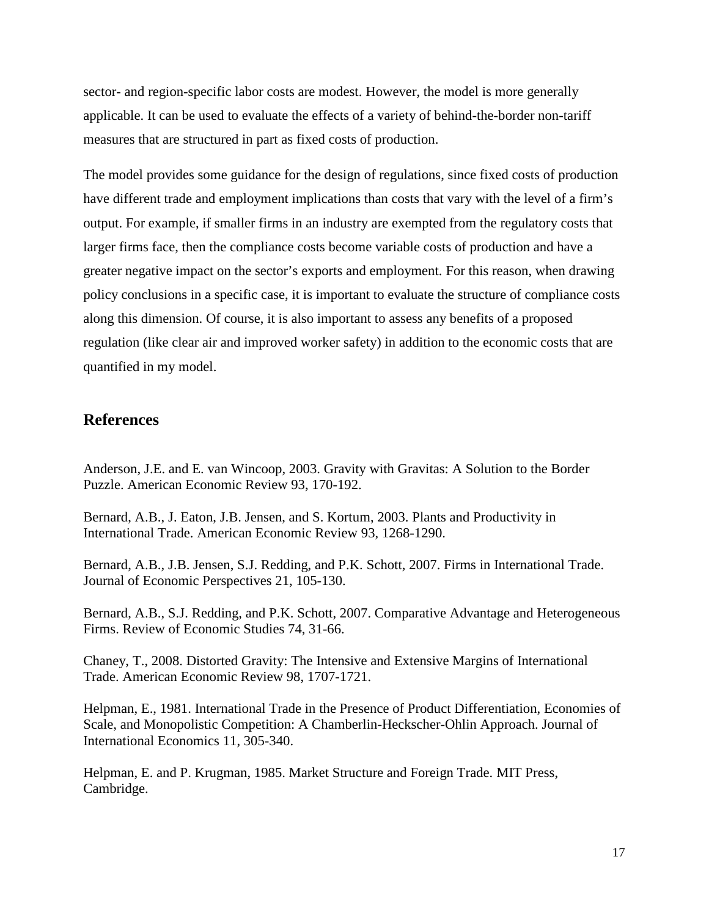sector- and region-specific labor costs are modest. However, the model is more generally applicable. It can be used to evaluate the effects of a variety of behind-the-border non-tariff measures that are structured in part as fixed costs of production.

The model provides some guidance for the design of regulations, since fixed costs of production have different trade and employment implications than costs that vary with the level of a firm's output. For example, if smaller firms in an industry are exempted from the regulatory costs that larger firms face, then the compliance costs become variable costs of production and have a greater negative impact on the sector's exports and employment. For this reason, when drawing policy conclusions in a specific case, it is important to evaluate the structure of compliance costs along this dimension. Of course, it is also important to assess any benefits of a proposed regulation (like clear air and improved worker safety) in addition to the economic costs that are quantified in my model.

## References

Anderson, J.E. and E. van Wincoop, 2003. Gravity with Gravitas: A Solution to the Border Puzzle. American Economic Review 93, 170-192.

Bernard, A.B., J. Eaton, J.B. Jensen, and S. Kortum, 2003. Plants and Productivity in International Trade. American Economic Review 93, 1268-1290.

Bernard, A.B., J.B. Jensen, S.J. Redding, and P.K. Schott, 2007. Firms in International Trade. Journal of Economic Perspectives 21, 105-130.

Bernard, A.B., S.J. Redding, and P.K. Schott, 2007. Comparative Advantage and Heterogeneous Firms. Review of Economic Studies 74, 31-66.

Chaney, T., 2008. Distorted Gravity: The Intensive and Extensive Margins of International Trade. American Economic Review 98, 1707-1721.

Helpman, E., 1981. International Trade in the Presence of Product Differentiation, Economies of Scale, and Monopolistic Competition: A Chamberlin-Heckscher-Ohlin Approach. Journal of International Economics 11, 305-340.

Helpman, E. and P. Krugman, 1985. Market Structure and Foreign Trade. MIT Press, Cambridge.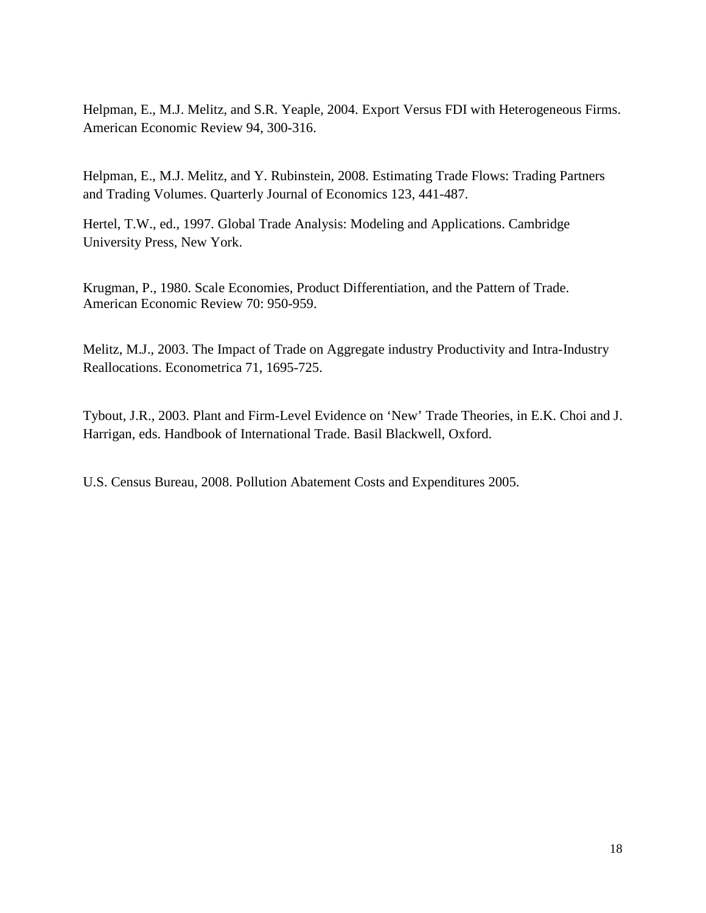Helpman, E., M.J. Melitz, and S.R. Yeaple, 2004. Export Versus FDI with Heterogeneous Firms. American Economic Review 94, 300-316.

Helpman, E., M.J. Melitz, and Y. Rubinstein, 2008. Estimating Trade Flows: Trading Partners and Trading Volumes. Quarterly Journal of Economics 123, 441-487.

Hertel, T.W., ed., 1997. Global Trade Analysis: Modeling and Applications. Cambridge University Press, New York.

Krugman, P., 1980. Scale Economies, Product Differentiation, and the Pattern of Trade. American Economic Review 70: 950-959.

Melitz, M.J., 2003. The Impact of Trade on Aggregate industry Productivity and Intra-Industry Reallocations. Econometrica 71, 1695-725.

Tybout, J.R., 2003. Plant and Firm-Level Evidence on 'New' Trade Theories, in E.K. Choi and J. Harrigan, eds. Handbook of International Trade. Basil Blackwell, Oxford.

U.S. Census Bureau, 2008. Pollution Abatement Costs and Expenditures 2005.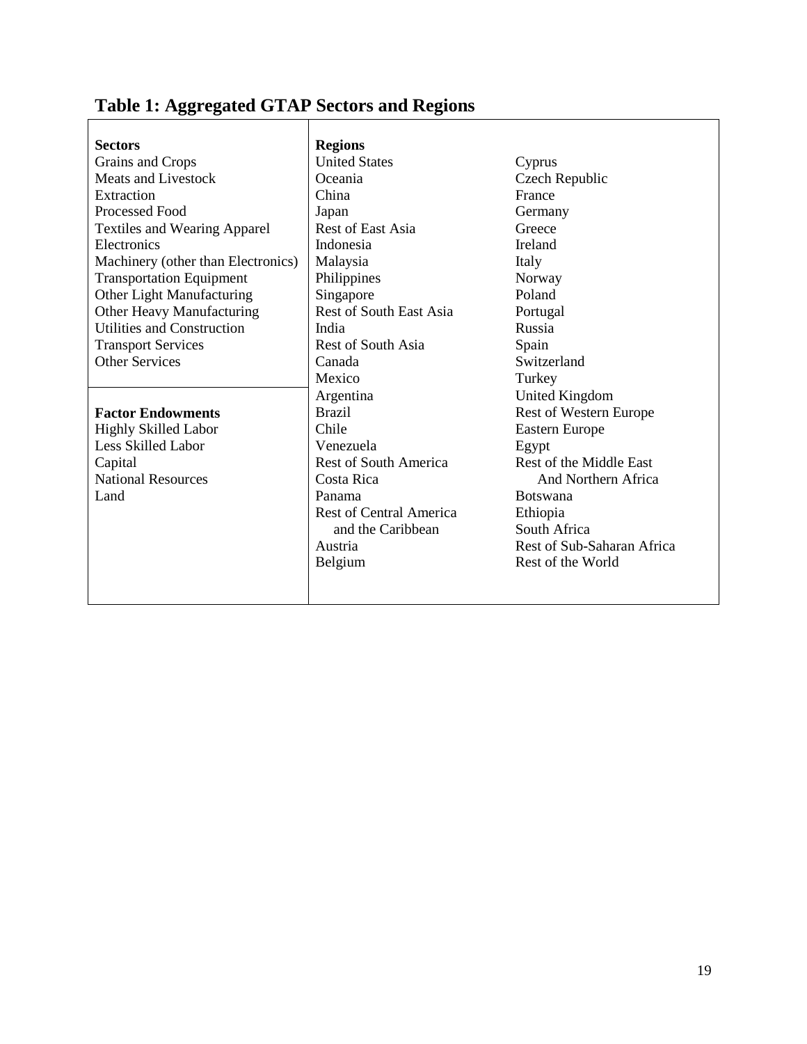## Table 1: Aggregated GTAP Sectors and Regions

| Sectors | Regions | |
|---|---|---|
| Grains and Crops | United States | Cyprus |
| Meats and Livestock | Oceania | Czech Republic |
| Extraction | China | France |
| Processed Food | Japan | Germany |
| Textiles and Wearing Apparel | Rest of East Asia | Greece |
| Electronics | Indonesia | Ireland |
| Machinery (other than Electronics) | Malaysia | Italy |
| Transportation Equipment | Philippines | Norway |
| Other Light Manufacturing | Singapore | Poland |
| Other Heavy Manufacturing | Rest of South East Asia | Portugal |
| Utilities and Construction | India | Russia |
| Transport Services | Rest of South Asia | Spain |
| Other Services | Canada | Switzerland |
| | Mexico | Turkey |
| | Argentina | United Kingdom |
| **Factor Endowments** | Brazil | Rest of Western Europe |
| Highly Skilled Labor | Chile | Eastern Europe |
| Less Skilled Labor | Venezuela | Egypt |
| Capital | Rest of South America | Rest of the Middle East And Northern Africa |
| National Resources | Costa Rica | Botswana |
| Land | Panama | Ethiopia |
| | Rest of Central America and the Caribbean | South Africa |
| | Austria | Rest of Sub-Saharan Africa |
| | Belgium | Rest of the World |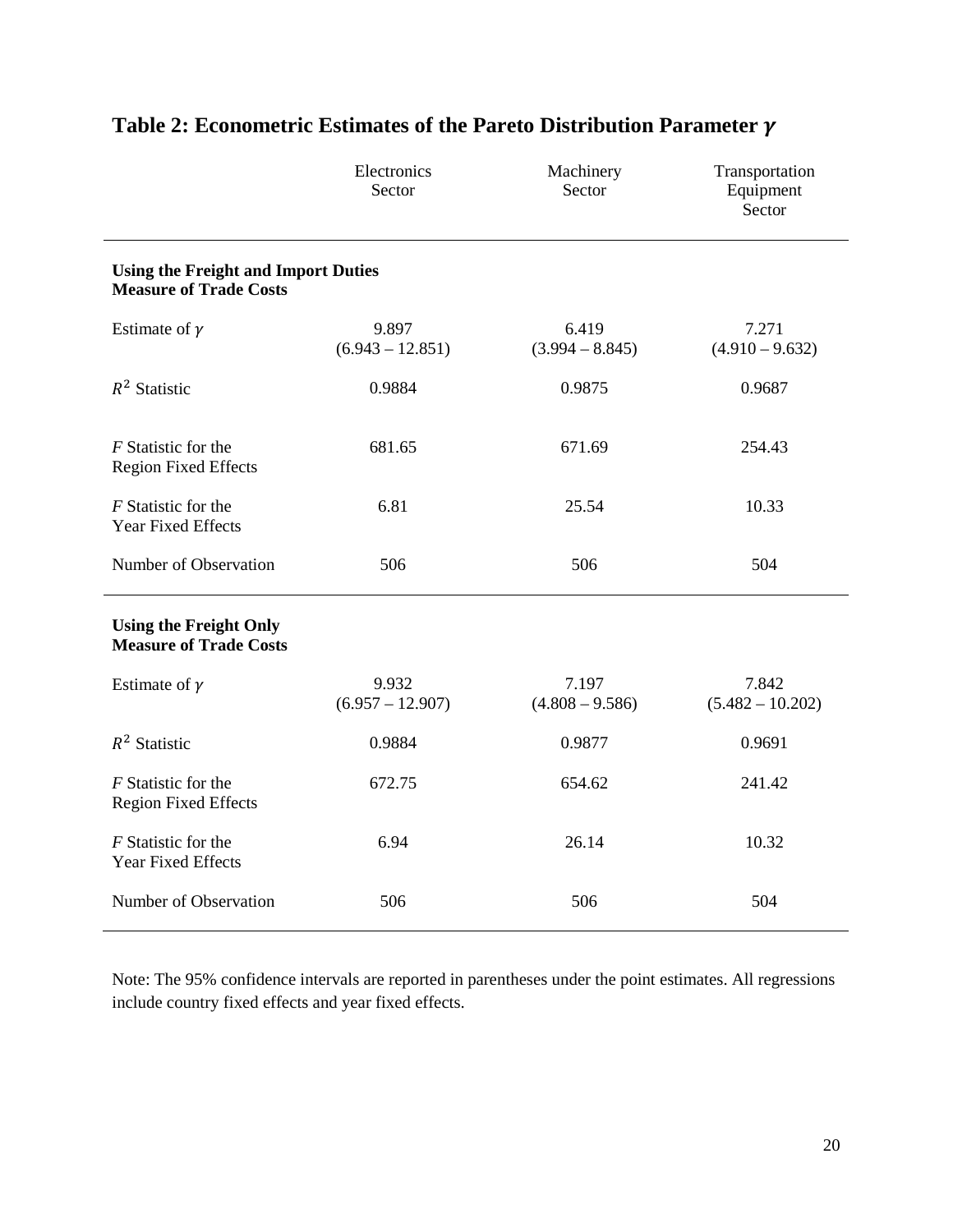# Table 2: Econometric Estimates of the Pareto Distribution Parameter $\gamma$

| | Electronics Sector | Machinery Sector | Transportation Equipment Sector |
|---|---|---|---|
| **Using the Freight and Import Duties Measure of Trade Costs** | | | |
| Estimate of $\gamma$ | 9.897 (6.943 – 12.851) | 6.419 (3.994 – 8.845) | 7.271 (4.910 – 9.632) |
| $R^2$ Statistic | 0.9884 | 0.9875 | 0.9687 |
| *F* Statistic for the Region Fixed Effects | 681.65 | 671.69 | 254.43 |
| *F* Statistic for the Year Fixed Effects | 6.81 | 25.54 | 10.33 |
| Number of Observation | 506 | 506 | 504 |
| **Using the Freight Only Measure of Trade Costs** | | | |
| Estimate of $\gamma$ | 9.932 (6.957 – 12.907) | 7.197 (4.808 – 9.586) | 7.842 (5.482 – 10.202) |
| $R^2$ Statistic | 0.9884 | 0.9877 | 0.9691 |
| *F* Statistic for the Region Fixed Effects | 672.75 | 654.62 | 241.42 |
| *F* Statistic for the Year Fixed Effects | 6.94 | 26.14 | 10.32 |
| Number of Observation | 506 | 506 | 504 |

Note: The 95% confidence intervals are reported in parentheses under the point estimates. All regressions include country fixed effects and year fixed effects.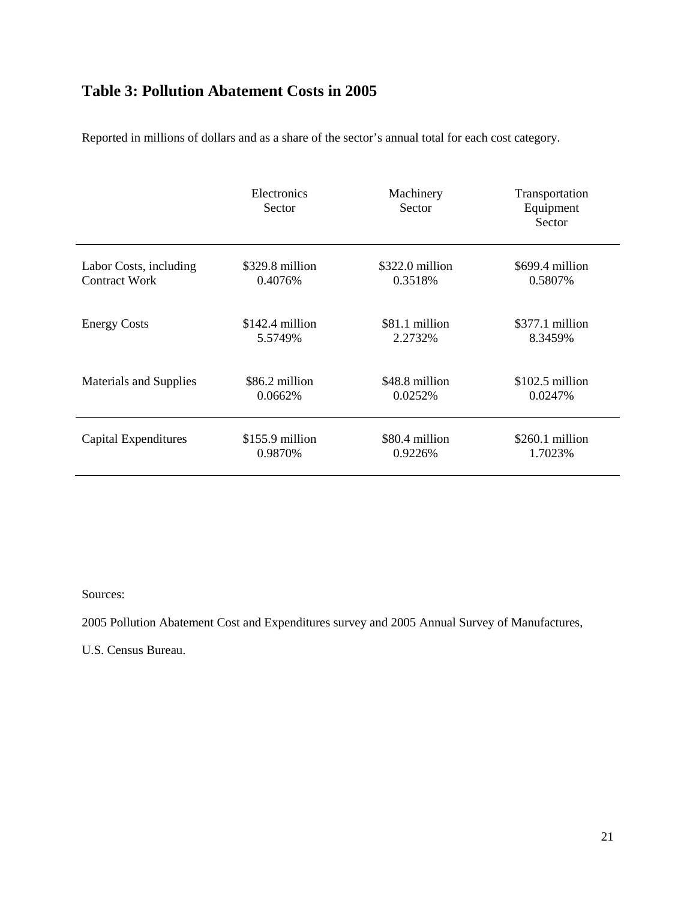## Table 3: Pollution Abatement Costs in 2005

Reported in millions of dollars and as a share of the sector's annual total for each cost category.

| | Electronics Sector | Machinery Sector | Transportation Equipment Sector |
|---|---|---|---|
| Labor Costs, including Contract Work | $329.8 million<br>0.4076% | $322.0 million<br>0.3518% | $699.4 million<br>0.5807% |
| Energy Costs | $142.4 million<br>5.5749% | $81.1 million<br>2.2732% | $377.1 million<br>8.3459% |
| Materials and Supplies | $86.2 million<br>0.0662% | $48.8 million<br>0.0252% | $102.5 million<br>0.0247% |
| Capital Expenditures | $155.9 million<br>0.9870% | $80.4 million<br>0.9226% | $260.1 million<br>1.7023% |

Sources:

2005 Pollution Abatement Cost and Expenditures survey and 2005 Annual Survey of Manufactures,

U.S. Census Bureau.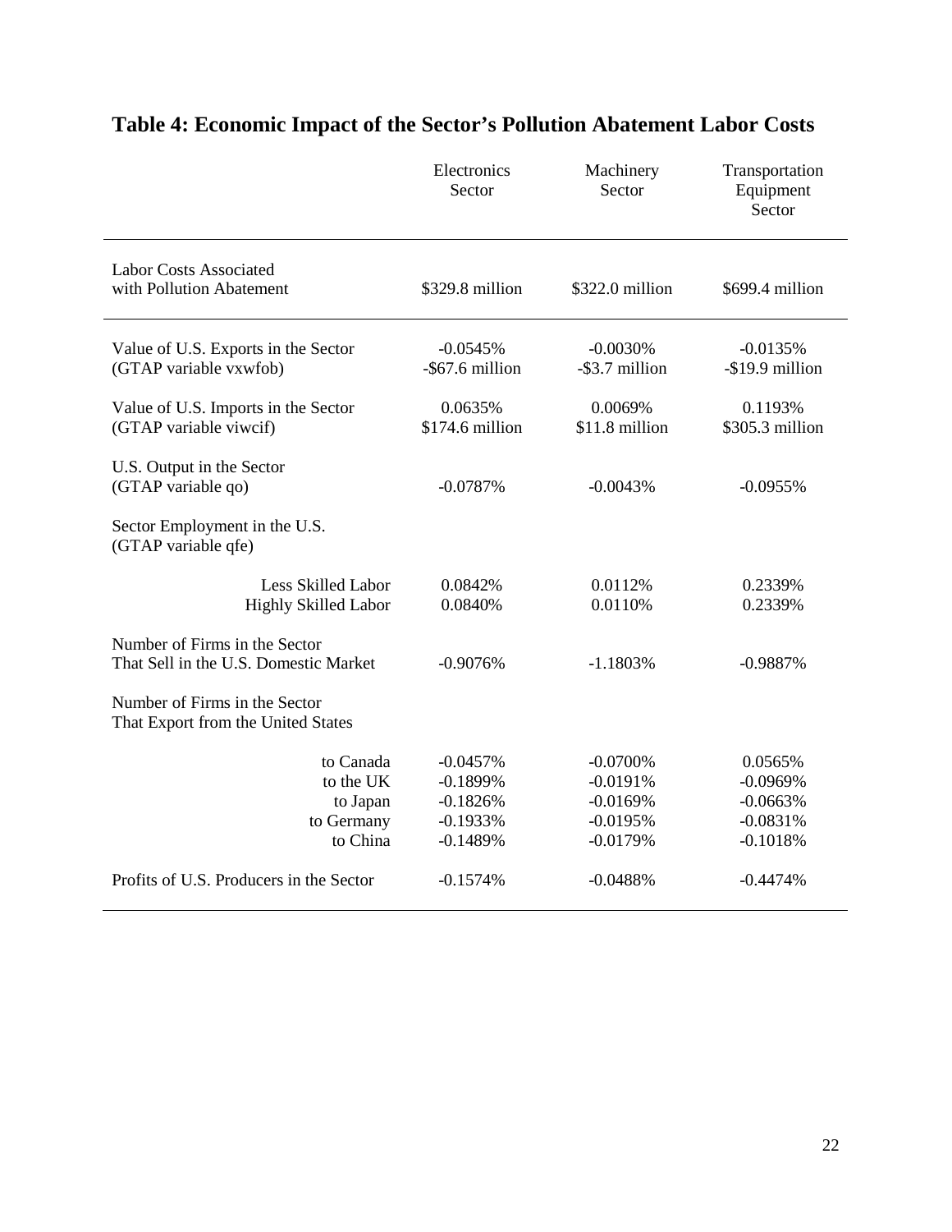# Table 4: Economic Impact of the Sector's Pollution Abatement Labor Costs

| | Electronics Sector | Machinery Sector | Transportation Equipment Sector |
|---|---|---|---|
| Labor Costs Associated with Pollution Abatement | \$329.8 million | \$322.0 million | \$699.4 million |
| Value of U.S. Exports in the Sector (GTAP variable vxwfob) | -0.0545% -\$67.6 million | -0.0030% -\$3.7 million | -0.0135% -\$19.9 million |
| Value of U.S. Imports in the Sector (GTAP variable viwcif) | 0.0635% \$174.6 million | 0.0069% \$11.8 million | 0.1193% \$305.3 million |
| U.S. Output in the Sector (GTAP variable qo) | -0.0787% | -0.0043% | -0.0955% |
| Sector Employment in the U.S. (GTAP variable qfe) | | | |
| Less Skilled Labor | 0.0842% | 0.0112% | 0.2339% |
| Highly Skilled Labor | 0.0840% | 0.0110% | 0.2339% |
| Number of Firms in the Sector That Sell in the U.S. Domestic Market | -0.9076% | -1.1803% | -0.9887% |
| Number of Firms in the Sector That Export from the United States | | | |
| to Canada | -0.0457% | -0.0700% | 0.0565% |
| to the UK | -0.1899% | -0.0191% | -0.0969% |
| to Japan | -0.1826% | -0.0169% | -0.0663% |
| to Germany | -0.1933% | -0.0195% | -0.0831% |
| to China | -0.1489% | -0.0179% | -0.1018% |
| Profits of U.S. Producers in the Sector | -0.1574% | -0.0488% | -0.4474% |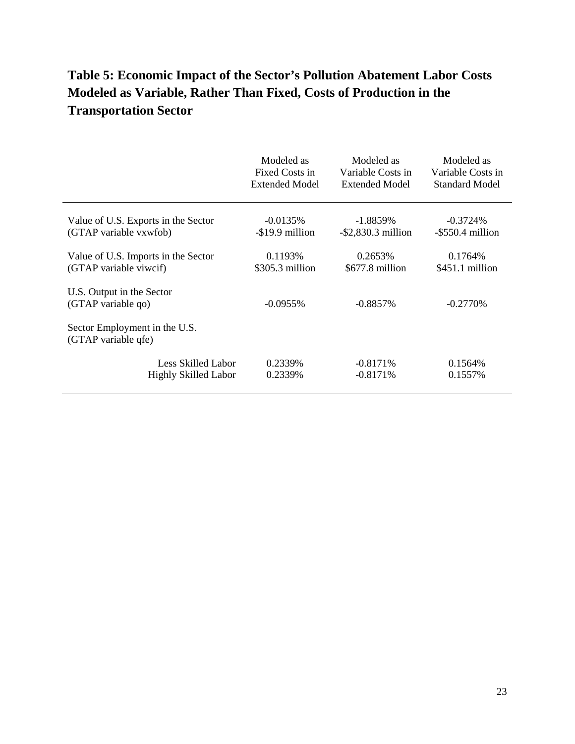**Table 5: Economic Impact of the Sector's Pollution Abatement Labor Costs Modeled as Variable, Rather Than Fixed, Costs of Production in the Transportation Sector**

| | Modeled as Fixed Costs in Extended Model | Modeled as Variable Costs in Extended Model | Modeled as Variable Costs in Standard Model |
|---|---|---|---|
| Value of U.S. Exports in the Sector (GTAP variable vxwfob) | -0.0135%<br>-$19.9 million | -1.8859%<br>-$2,830.3 million | -0.3724%<br>-$550.4 million |
| Value of U.S. Imports in the Sector (GTAP variable viwcif) | 0.1193%<br>$305.3 million | 0.2653%<br>$677.8 million | 0.1764%<br>$451.1 million |
| U.S. Output in the Sector (GTAP variable qo) | -0.0955% | -0.8857% | -0.2770% |
| Sector Employment in the U.S. (GTAP variable qfe) | | | |
| Less Skilled Labor | 0.2339% | -0.8171% | 0.1564% |
| Highly Skilled Labor | 0.2339% | -0.8171% | 0.1557% |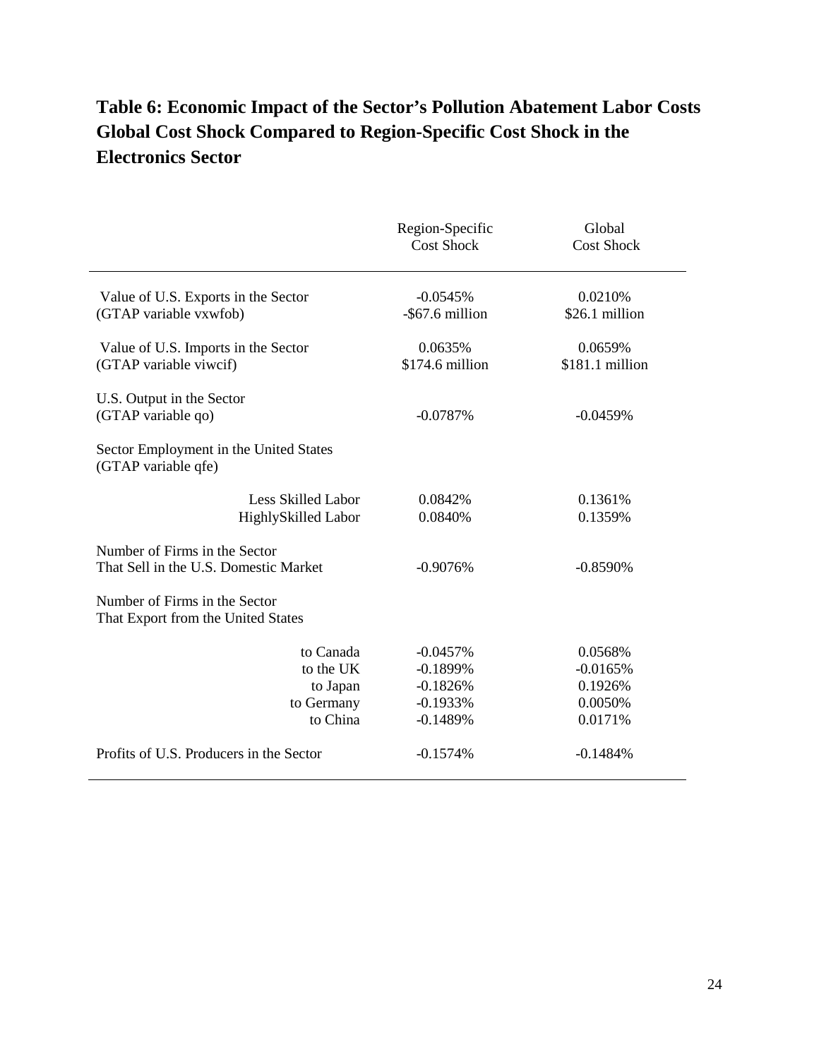# Table 6: Economic Impact of the Sector's Pollution Abatement Labor Costs Global Cost Shock Compared to Region-Specific Cost Shock in the Electronics Sector

| | Region-Specific Cost Shock | Global Cost Shock |
|---|---|---|
| Value of U.S. Exports in the Sector (GTAP variable vxwfob) | -0.0545% -$67.6 million | 0.0210% $26.1 million |
| Value of U.S. Imports in the Sector (GTAP variable viwcif) | 0.0635% $174.6 million | 0.0659% $181.1 million |
| U.S. Output in the Sector (GTAP variable qo) | -0.0787% | -0.0459% |
| Sector Employment in the United States (GTAP variable qfe) | | |
| Less Skilled Labor | 0.0842% | 0.1361% |
| HighlySkilled Labor | 0.0840% | 0.1359% |
| Number of Firms in the Sector That Sell in the U.S. Domestic Market | -0.9076% | -0.8590% |
| Number of Firms in the Sector That Export from the United States | | |
| to Canada | -0.0457% | 0.0568% |
| to the UK | -0.1899% | -0.0165% |
| to Japan | -0.1826% | 0.1926% |
| to Germany | -0.1933% | 0.0050% |
| to China | -0.1489% | 0.0171% |
| Profits of U.S. Producers in the Sector | -0.1574% | -0.1484% |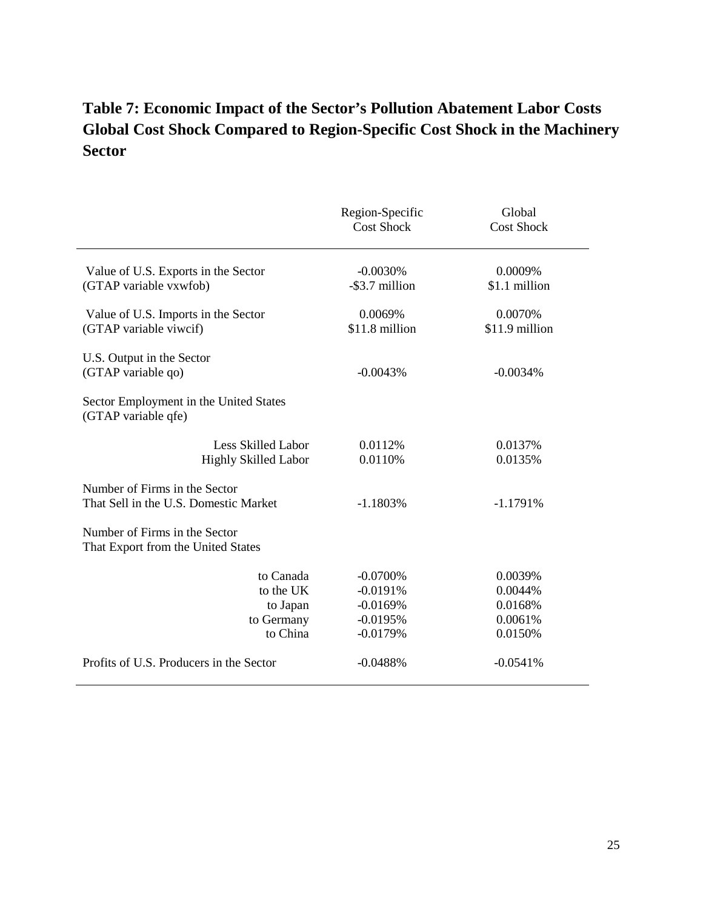# Table 7: Economic Impact of the Sector's Pollution Abatement Labor Costs Global Cost Shock Compared to Region-Specific Cost Shock in the Machinery Sector

| | Region-Specific Cost Shock | Global Cost Shock |
|---|---|---|
| Value of U.S. Exports in the Sector (GTAP variable vxwfob) | -0.0030%<br>-$3.7 million | 0.0009%<br>$1.1 million |
| Value of U.S. Imports in the Sector (GTAP variable viwcif) | 0.0069%<br>$11.8 million | 0.0070%<br>$11.9 million |
| U.S. Output in the Sector (GTAP variable qo) | -0.0043% | -0.0034% |
| Sector Employment in the United States (GTAP variable qfe) | | |
| Less Skilled Labor | 0.0112% | 0.0137% |
| Highly Skilled Labor | 0.0110% | 0.0135% |
| Number of Firms in the Sector That Sell in the U.S. Domestic Market | -1.1803% | -1.1791% |
| Number of Firms in the Sector That Export from the United States | | |
| to Canada | -0.0700% | 0.0039% |
| to the UK | -0.0191% | 0.0044% |
| to Japan | -0.0169% | 0.0168% |
| to Germany | -0.0195% | 0.0061% |
| to China | -0.0179% | 0.0150% |
| Profits of U.S. Producers in the Sector | -0.0488% | -0.0541% |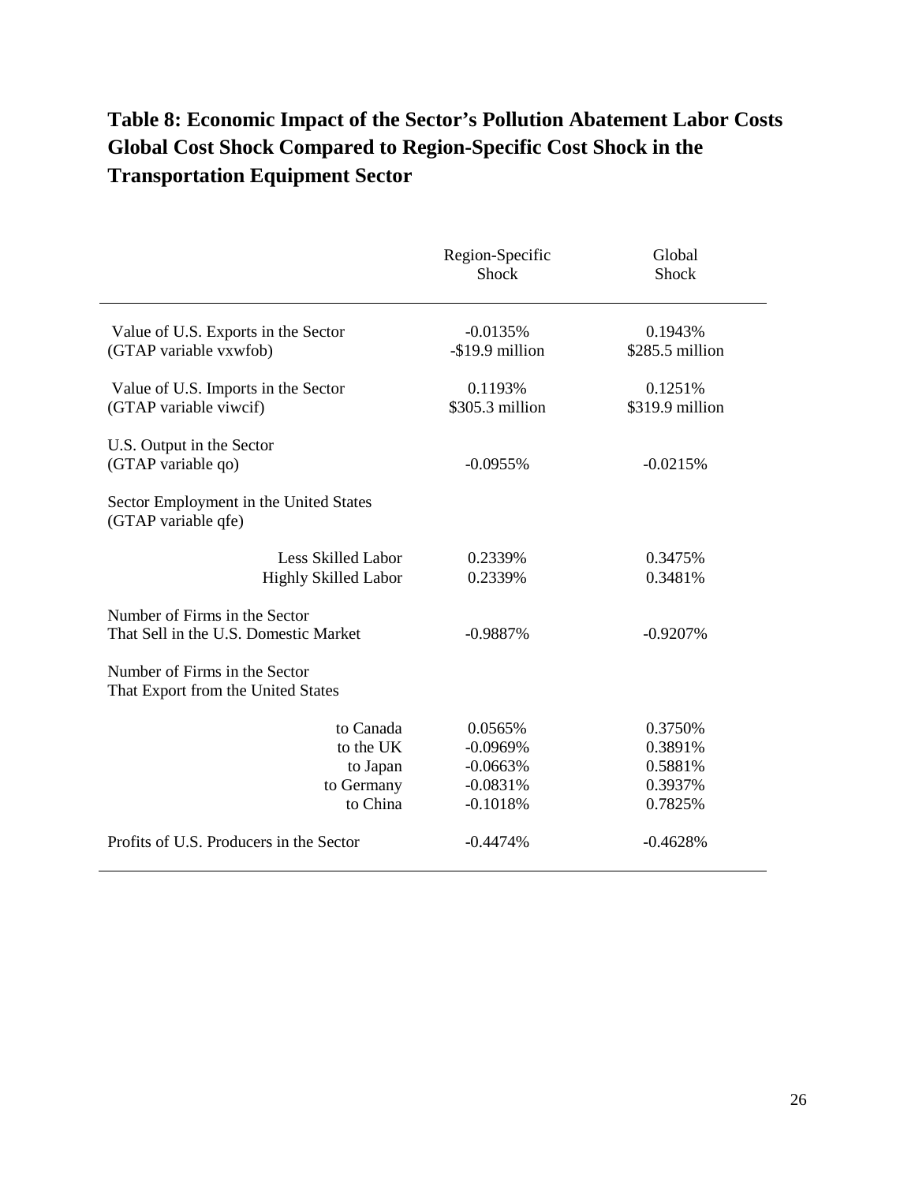## Table 8: Economic Impact of the Sector's Pollution Abatement Labor Costs Global Cost Shock Compared to Region-Specific Cost Shock in the Transportation Equipment Sector

| | Region-Specific Shock | Global Shock |
|---|---|---|
| Value of U.S. Exports in the Sector (GTAP variable vxwfob) | -0.0135%<br>-$19.9 million | 0.1943%<br>$285.5 million |
| Value of U.S. Imports in the Sector (GTAP variable viwcif) | 0.1193%<br>$305.3 million | 0.1251%<br>$319.9 million |
| U.S. Output in the Sector (GTAP variable qo) | -0.0955% | -0.0215% |
| Sector Employment in the United States (GTAP variable qfe) | | |
| Less Skilled Labor | 0.2339% | 0.3475% |
| Highly Skilled Labor | 0.2339% | 0.3481% |
| Number of Firms in the Sector That Sell in the U.S. Domestic Market | -0.9887% | -0.9207% |
| Number of Firms in the Sector That Export from the United States | | |
| to Canada | 0.0565% | 0.3750% |
| to the UK | -0.0969% | 0.3891% |
| to Japan | -0.0663% | 0.5881% |
| to Germany | -0.0831% | 0.3937% |
| to China | -0.1018% | 0.7825% |
| Profits of U.S. Producers in the Sector | -0.4474% | -0.4628% |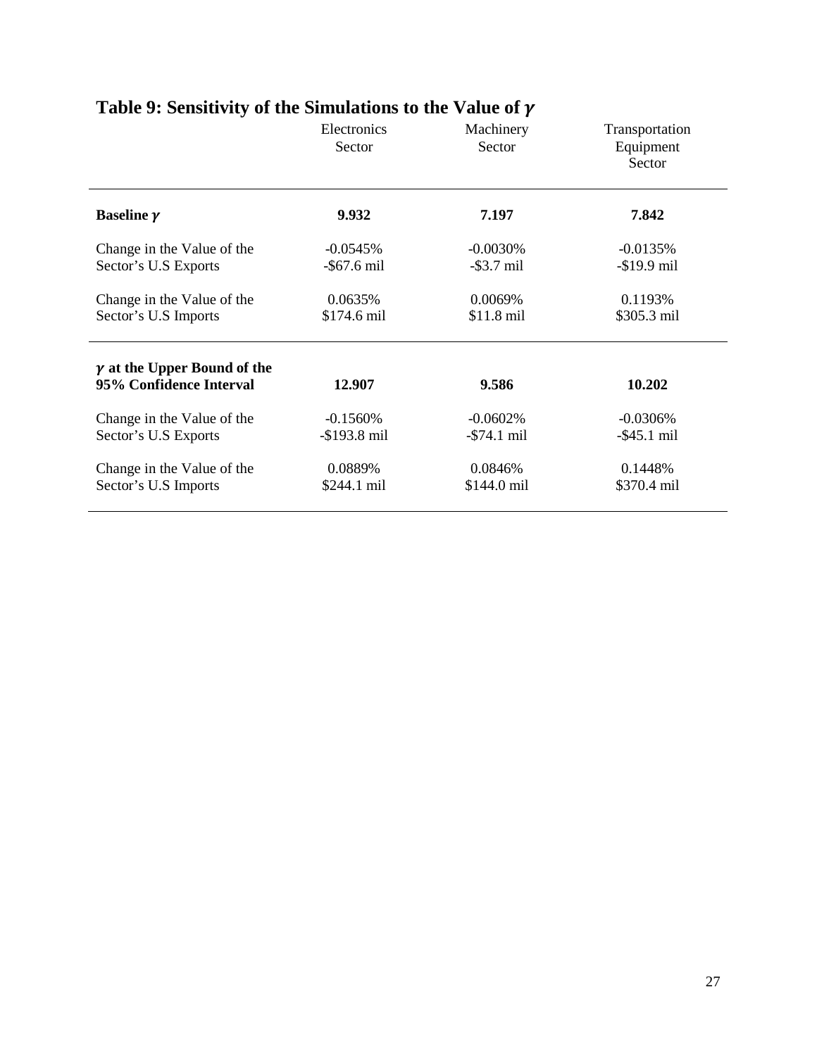## Table 9: Sensitivity of the Simulations to the Value of $\gamma$

| | Electronics Sector | Machinery Sector | Transportation Equipment Sector |
|---|---|---|---|
| **Baseline $\gamma$** | **9.932** | **7.197** | **7.842** |
| Change in the Value of the Sector's U.S Exports | -0.0545%<br>-$67.6 mil | -0.0030%<br>-$3.7 mil | -0.0135%<br>-$19.9 mil |
| Change in the Value of the Sector's U.S Imports | 0.0635%<br>$174.6 mil | 0.0069%<br>$11.8 mil | 0.1193%<br>$305.3 mil |
| **$\gamma$ at the Upper Bound of the 95% Confidence Interval** | **12.907** | **9.586** | **10.202** |
| Change in the Value of the Sector's U.S Exports | -0.1560%<br>-$193.8 mil | -0.0602%<br>-$74.1 mil | -0.0306%<br>-$45.1 mil |
| Change in the Value of the Sector's U.S Imports | 0.0889%<br>$244.1 mil | 0.0846%<br>$144.0 mil | 0.1448%<br>$370.4 mil |